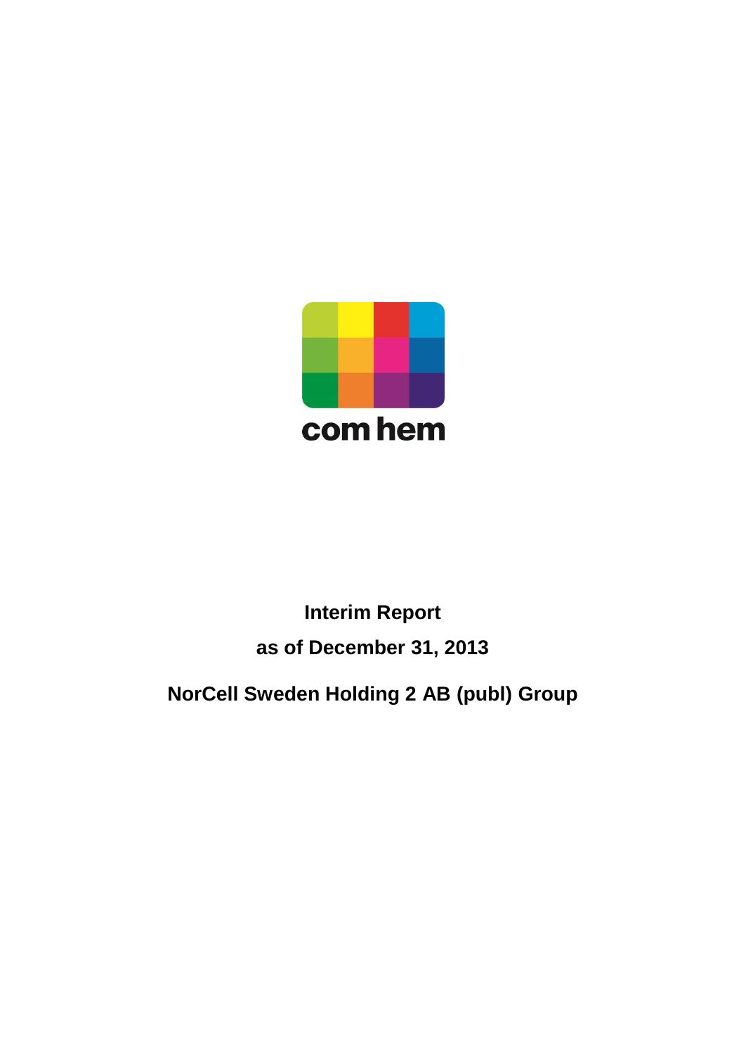com hem

# Interim Report

## as of December 31, 2013

## NorCell Sweden Holding 2 AB (publ) Group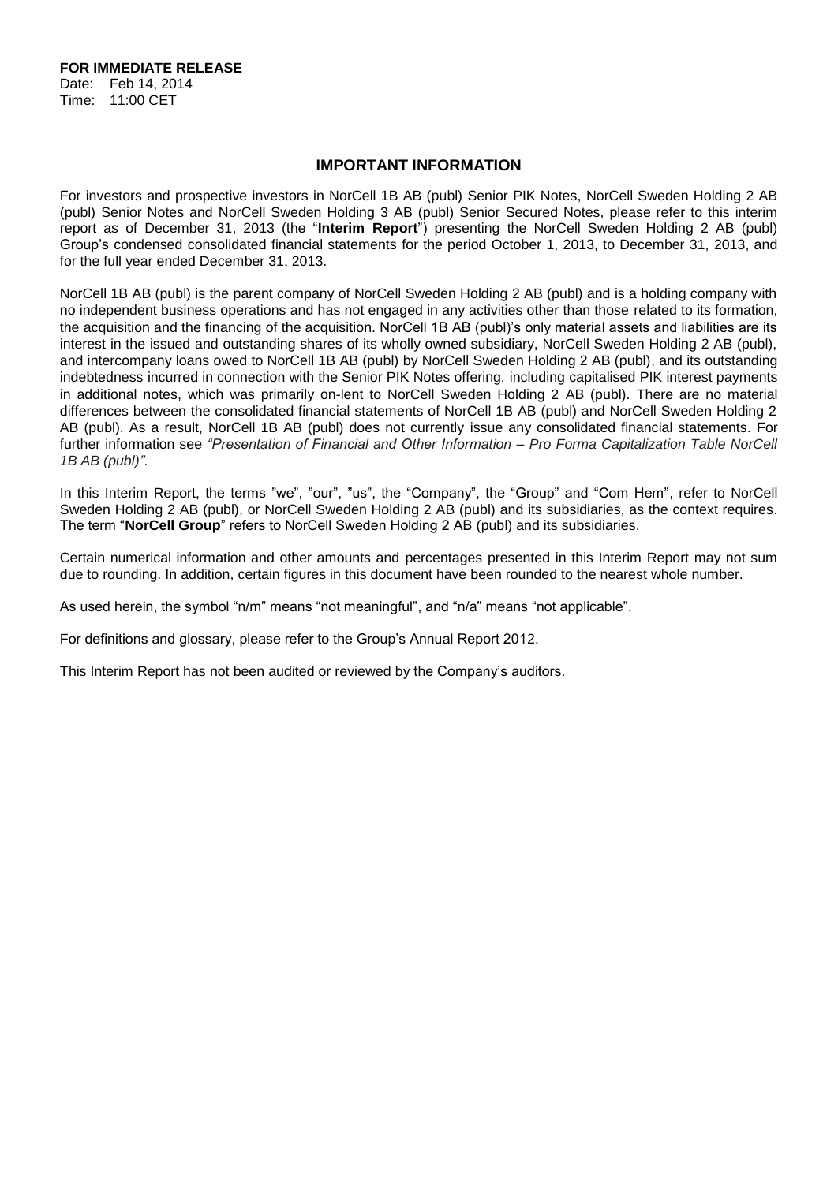**FOR IMMEDIATE RELEASE**
Date: Feb 14, 2014
Time: 11:00 CET

## IMPORTANT INFORMATION

For investors and prospective investors in NorCell 1B AB (publ) Senior PIK Notes, NorCell Sweden Holding 2 AB (publ) Senior Notes and NorCell Sweden Holding 3 AB (publ) Senior Secured Notes, please refer to this interim report as of December 31, 2013 (the "**Interim Report**") presenting the NorCell Sweden Holding 2 AB (publ) Group's condensed consolidated financial statements for the period October 1, 2013, to December 31, 2013, and for the full year ended December 31, 2013.

NorCell 1B AB (publ) is the parent company of NorCell Sweden Holding 2 AB (publ) and is a holding company with no independent business operations and has not engaged in any activities other than those related to its formation, the acquisition and the financing of the acquisition. NorCell 1B AB (publ)'s only material assets and liabilities are its interest in the issued and outstanding shares of its wholly owned subsidiary, NorCell Sweden Holding 2 AB (publ), and intercompany loans owed to NorCell 1B AB (publ) by NorCell Sweden Holding 2 AB (publ), and its outstanding indebtedness incurred in connection with the Senior PIK Notes offering, including capitalised PIK interest payments in additional notes, which was primarily on-lent to NorCell Sweden Holding 2 AB (publ). There are no material differences between the consolidated financial statements of NorCell 1B AB (publ) and NorCell Sweden Holding 2 AB (publ). As a result, NorCell 1B AB (publ) does not currently issue any consolidated financial statements. For further information see *"Presentation of Financial and Other Information – Pro Forma Capitalization Table NorCell 1B AB (publ)"*.

In this Interim Report, the terms "we", "our", "us", the "Company", the "Group" and "Com Hem", refer to NorCell Sweden Holding 2 AB (publ), or NorCell Sweden Holding 2 AB (publ) and its subsidiaries, as the context requires. The term "**NorCell Group**" refers to NorCell Sweden Holding 2 AB (publ) and its subsidiaries.

Certain numerical information and other amounts and percentages presented in this Interim Report may not sum due to rounding. In addition, certain figures in this document have been rounded to the nearest whole number.

As used herein, the symbol "n/m" means "not meaningful", and "n/a" means "not applicable".

For definitions and glossary, please refer to the Group's Annual Report 2012.

This Interim Report has not been audited or reviewed by the Company's auditors.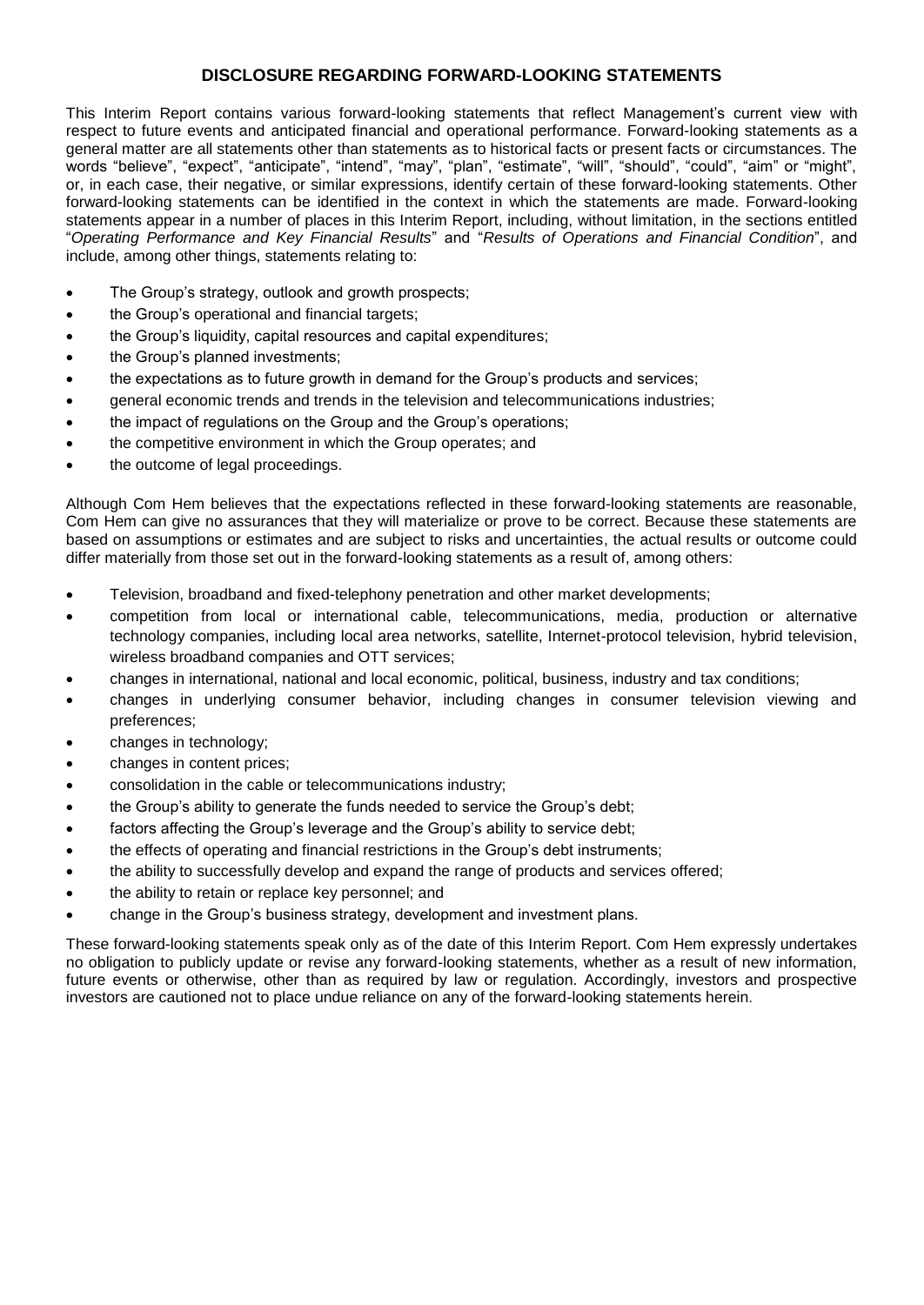## DISCLOSURE REGARDING FORWARD-LOOKING STATEMENTS

This Interim Report contains various forward-looking statements that reflect Management's current view with respect to future events and anticipated financial and operational performance. Forward-looking statements as a general matter are all statements other than statements as to historical facts or present facts or circumstances. The words "believe", "expect", "anticipate", "intend", "may", "plan", "estimate", "will", "should", "could", "aim" or "might", or, in each case, their negative, or similar expressions, identify certain of these forward-looking statements. Other forward-looking statements can be identified in the context in which the statements are made. Forward-looking statements appear in a number of places in this Interim Report, including, without limitation, in the sections entitled "*Operating Performance and Key Financial Results*" and "*Results of Operations and Financial Condition*", and include, among other things, statements relating to:

- The Group's strategy, outlook and growth prospects;
- the Group's operational and financial targets;
- the Group's liquidity, capital resources and capital expenditures;
- the Group's planned investments;
- the expectations as to future growth in demand for the Group's products and services;
- general economic trends and trends in the television and telecommunications industries;
- the impact of regulations on the Group and the Group's operations;
- the competitive environment in which the Group operates; and
- the outcome of legal proceedings.

Although Com Hem believes that the expectations reflected in these forward-looking statements are reasonable, Com Hem can give no assurances that they will materialize or prove to be correct. Because these statements are based on assumptions or estimates and are subject to risks and uncertainties, the actual results or outcome could differ materially from those set out in the forward-looking statements as a result of, among others:

- Television, broadband and fixed-telephony penetration and other market developments;
- competition from local or international cable, telecommunications, media, production or alternative technology companies, including local area networks, satellite, Internet-protocol television, hybrid television, wireless broadband companies and OTT services;
- changes in international, national and local economic, political, business, industry and tax conditions;
- changes in underlying consumer behavior, including changes in consumer television viewing and preferences;
- changes in technology;
- changes in content prices;
- consolidation in the cable or telecommunications industry;
- the Group's ability to generate the funds needed to service the Group's debt;
- factors affecting the Group's leverage and the Group's ability to service debt;
- the effects of operating and financial restrictions in the Group's debt instruments;
- the ability to successfully develop and expand the range of products and services offered;
- the ability to retain or replace key personnel; and
- change in the Group's business strategy, development and investment plans.

These forward-looking statements speak only as of the date of this Interim Report. Com Hem expressly undertakes no obligation to publicly update or revise any forward-looking statements, whether as a result of new information, future events or otherwise, other than as required by law or regulation. Accordingly, investors and prospective investors are cautioned not to place undue reliance on any of the forward-looking statements herein.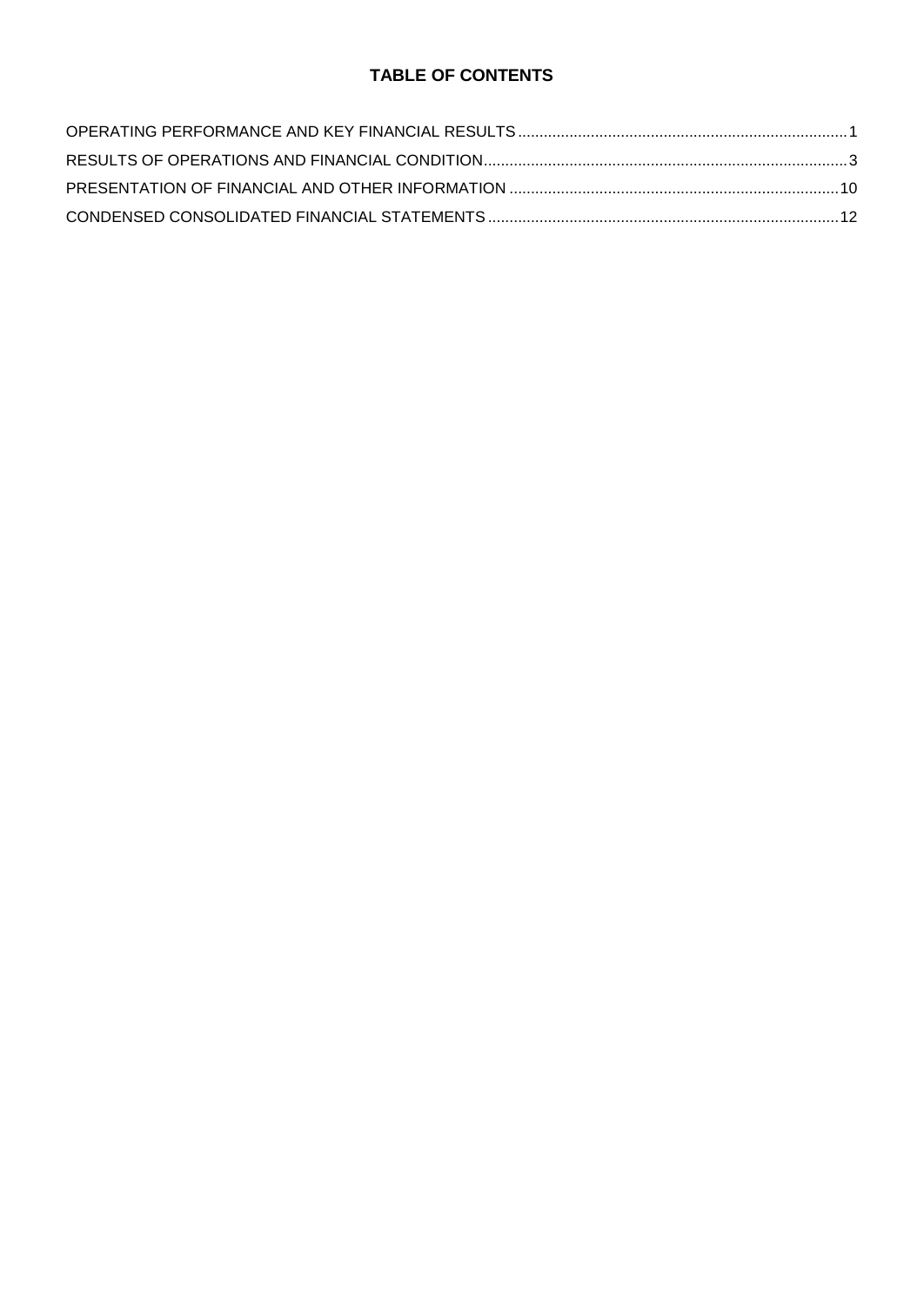# TABLE OF CONTENTS

OPERATING PERFORMANCE AND KEY FINANCIAL RESULTS ........................................ 1

RESULTS OF OPERATIONS AND FINANCIAL CONDITION ........................................ 3

PRESENTATION OF FINANCIAL AND OTHER INFORMATION ........................................ 10

CONDENSED CONSOLIDATED FINANCIAL STATEMENTS ........................................ 12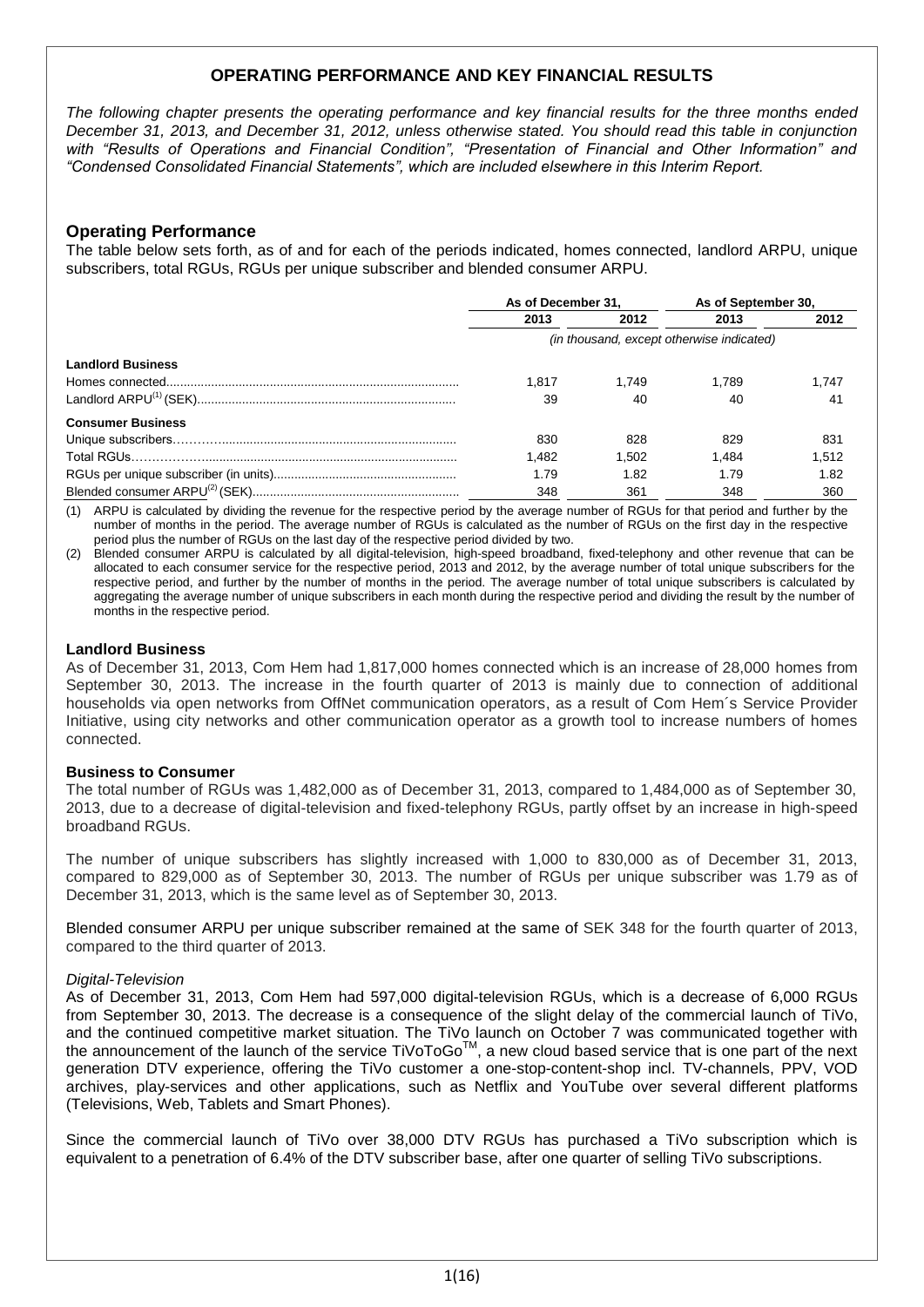## OPERATING PERFORMANCE AND KEY FINANCIAL RESULTS

*The following chapter presents the operating performance and key financial results for the three months ended December 31, 2013, and December 31, 2012, unless otherwise stated. You should read this table in conjunction with "Results of Operations and Financial Condition", "Presentation of Financial and Other Information" and "Condensed Consolidated Financial Statements", which are included elsewhere in this Interim Report.*

### Operating Performance

The table below sets forth, as of and for each of the periods indicated, homes connected, landlord ARPU, unique subscribers, total RGUs, RGUs per unique subscriber and blended consumer ARPU.

| | As of December 31, | | As of September 30, | |
|---|---|---|---|---|
| | 2013 | 2012 | 2013 | 2012 |
| | *(in thousand, except otherwise indicated)* | | | |
| **Landlord Business** | | | | |
| Homes connected | 1,817 | 1,749 | 1,789 | 1,747 |
| Landlord ARPU[(1)] (SEK) | 39 | 40 | 40 | 41 |
| **Consumer Business** | | | | |
| Unique subscribers | 830 | 828 | 829 | 831 |
| Total RGUs | 1,482 | 1,502 | 1,484 | 1,512 |
| RGUs per unique subscriber (in units) | 1.79 | 1.82 | 1.79 | 1.82 |
| Blended consumer ARPU[(2)] (SEK) | 348 | 361 | 348 | 360 |

(1) ARPU is calculated by dividing the revenue for the respective period by the average number of RGUs for that period and further by the number of months in the period. The average number of RGUs is calculated as the number of RGUs on the first day in the respective period plus the number of RGUs on the last day of the respective period divided by two.

(2) Blended consumer ARPU is calculated by all digital-television, high-speed broadband, fixed-telephony and other revenue that can be allocated to each consumer service for the respective period, 2013 and 2012, by the average number of total unique subscribers for the respective period, and further by the number of months in the period. The average number of total unique subscribers is calculated by aggregating the average number of unique subscribers in each month during the respective period and dividing the result by the number of months in the respective period.

#### Landlord Business

As of December 31, 2013, Com Hem had 1,817,000 homes connected which is an increase of 28,000 homes from September 30, 2013. The increase in the fourth quarter of 2013 is mainly due to connection of additional households via open networks from OffNet communication operators, as a result of Com Hem´s Service Provider Initiative, using city networks and other communication operator as a growth tool to increase numbers of homes connected.

#### Business to Consumer

The total number of RGUs was 1,482,000 as of December 31, 2013, compared to 1,484,000 as of September 30, 2013, due to a decrease of digital-television and fixed-telephony RGUs, partly offset by an increase in high-speed broadband RGUs.

The number of unique subscribers has slightly increased with 1,000 to 830,000 as of December 31, 2013, compared to 829,000 as of September 30, 2013. The number of RGUs per unique subscriber was 1.79 as of December 31, 2013, which is the same level as of September 30, 2013.

Blended consumer ARPU per unique subscriber remained at the same of SEK 348 for the fourth quarter of 2013, compared to the third quarter of 2013.

*Digital-Television*

As of December 31, 2013, Com Hem had 597,000 digital-television RGUs, which is a decrease of 6,000 RGUs from September 30, 2013. The decrease is a consequence of the slight delay of the commercial launch of TiVo, and the continued competitive market situation. The TiVo launch on October 7 was communicated together with the announcement of the launch of the service TiVoToGo™, a new cloud based service that is one part of the next generation DTV experience, offering the TiVo customer a one-stop-content-shop incl. TV-channels, PPV, VOD archives, play-services and other applications, such as Netflix and YouTube over several different platforms (Televisions, Web, Tablets and Smart Phones).

Since the commercial launch of TiVo over 38,000 DTV RGUs has purchased a TiVo subscription which is equivalent to a penetration of 6.4% of the DTV subscriber base, after one quarter of selling TiVo subscriptions.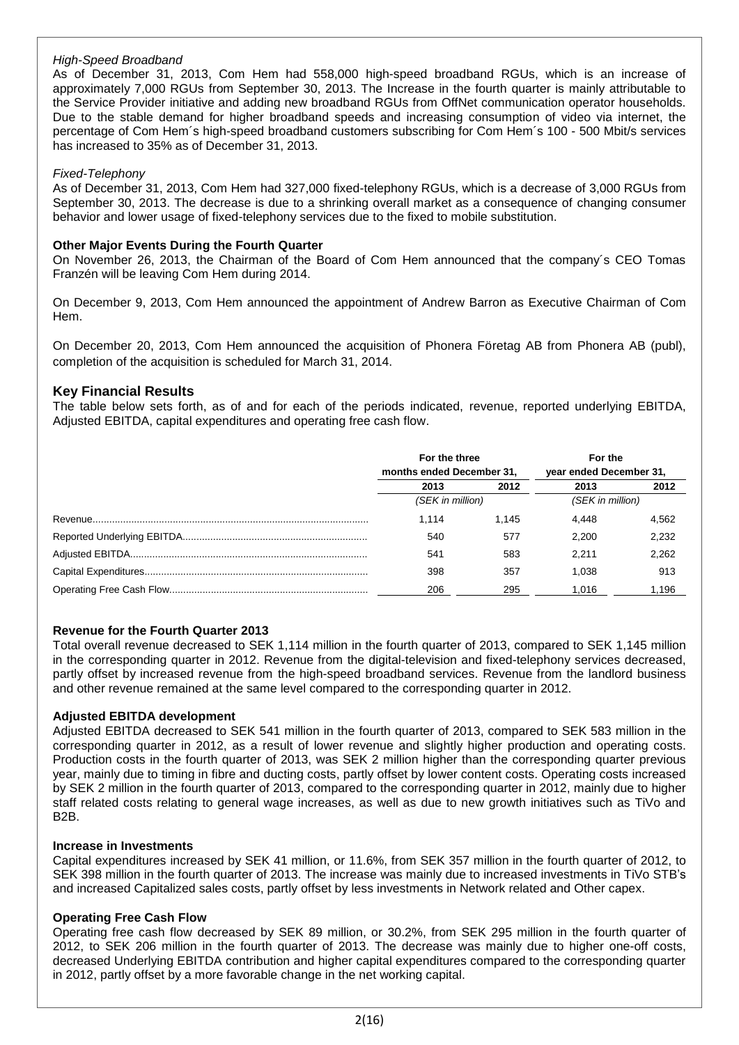*High-Speed Broadband*

As of December 31, 2013, Com Hem had 558,000 high-speed broadband RGUs, which is an increase of approximately 7,000 RGUs from September 30, 2013. The Increase in the fourth quarter is mainly attributable to the Service Provider initiative and adding new broadband RGUs from OffNet communication operator households. Due to the stable demand for higher broadband speeds and increasing consumption of video via internet, the percentage of Com Hem´s high-speed broadband customers subscribing for Com Hem´s 100 - 500 Mbit/s services has increased to 35% as of December 31, 2013.

*Fixed-Telephony*

As of December 31, 2013, Com Hem had 327,000 fixed-telephony RGUs, which is a decrease of 3,000 RGUs from September 30, 2013. The decrease is due to a shrinking overall market as a consequence of changing consumer behavior and lower usage of fixed-telephony services due to the fixed to mobile substitution.

**Other Major Events During the Fourth Quarter**

On November 26, 2013, the Chairman of the Board of Com Hem announced that the company´s CEO Tomas Franzén will be leaving Com Hem during 2014.

On December 9, 2013, Com Hem announced the appointment of Andrew Barron as Executive Chairman of Com Hem.

On December 20, 2013, Com Hem announced the acquisition of Phonera Företag AB from Phonera AB (publ), completion of the acquisition is scheduled for March 31, 2014.

## Key Financial Results

The table below sets forth, as of and for each of the periods indicated, revenue, reported underlying EBITDA, Adjusted EBITDA, capital expenditures and operating free cash flow.

| | For the three months ended December 31, | | For the year ended December 31, | |
|---|---|---|---|---|
| | 2013 | 2012 | 2013 | 2012 |
| | (SEK in million) | | (SEK in million) | |
| Revenue | 1,114 | 1,145 | 4,448 | 4,562 |
| Reported Underlying EBITDA | 540 | 577 | 2,200 | 2,232 |
| Adjusted EBITDA | 541 | 583 | 2,211 | 2,262 |
| Capital Expenditures | 398 | 357 | 1,038 | 913 |
| Operating Free Cash Flow | 206 | 295 | 1,016 | 1,196 |

**Revenue for the Fourth Quarter 2013**

Total overall revenue decreased to SEK 1,114 million in the fourth quarter of 2013, compared to SEK 1,145 million in the corresponding quarter in 2012. Revenue from the digital-television and fixed-telephony services decreased, partly offset by increased revenue from the high-speed broadband services. Revenue from the landlord business and other revenue remained at the same level compared to the corresponding quarter in 2012.

**Adjusted EBITDA development**

Adjusted EBITDA decreased to SEK 541 million in the fourth quarter of 2013, compared to SEK 583 million in the corresponding quarter in 2012, as a result of lower revenue and slightly higher production and operating costs. Production costs in the fourth quarter of 2013, was SEK 2 million higher than the corresponding quarter previous year, mainly due to timing in fibre and ducting costs, partly offset by lower content costs. Operating costs increased by SEK 2 million in the fourth quarter of 2013, compared to the corresponding quarter in 2012, mainly due to higher staff related costs relating to general wage increases, as well as due to new growth initiatives such as TiVo and B2B.

**Increase in Investments**

Capital expenditures increased by SEK 41 million, or 11.6%, from SEK 357 million in the fourth quarter of 2012, to SEK 398 million in the fourth quarter of 2013. The increase was mainly due to increased investments in TiVo STB's and increased Capitalized sales costs, partly offset by less investments in Network related and Other capex.

**Operating Free Cash Flow**

Operating free cash flow decreased by SEK 89 million, or 30.2%, from SEK 295 million in the fourth quarter of 2012, to SEK 206 million in the fourth quarter of 2013. The decrease was mainly due to higher one-off costs, decreased Underlying EBITDA contribution and higher capital expenditures compared to the corresponding quarter in 2012, partly offset by a more favorable change in the net working capital.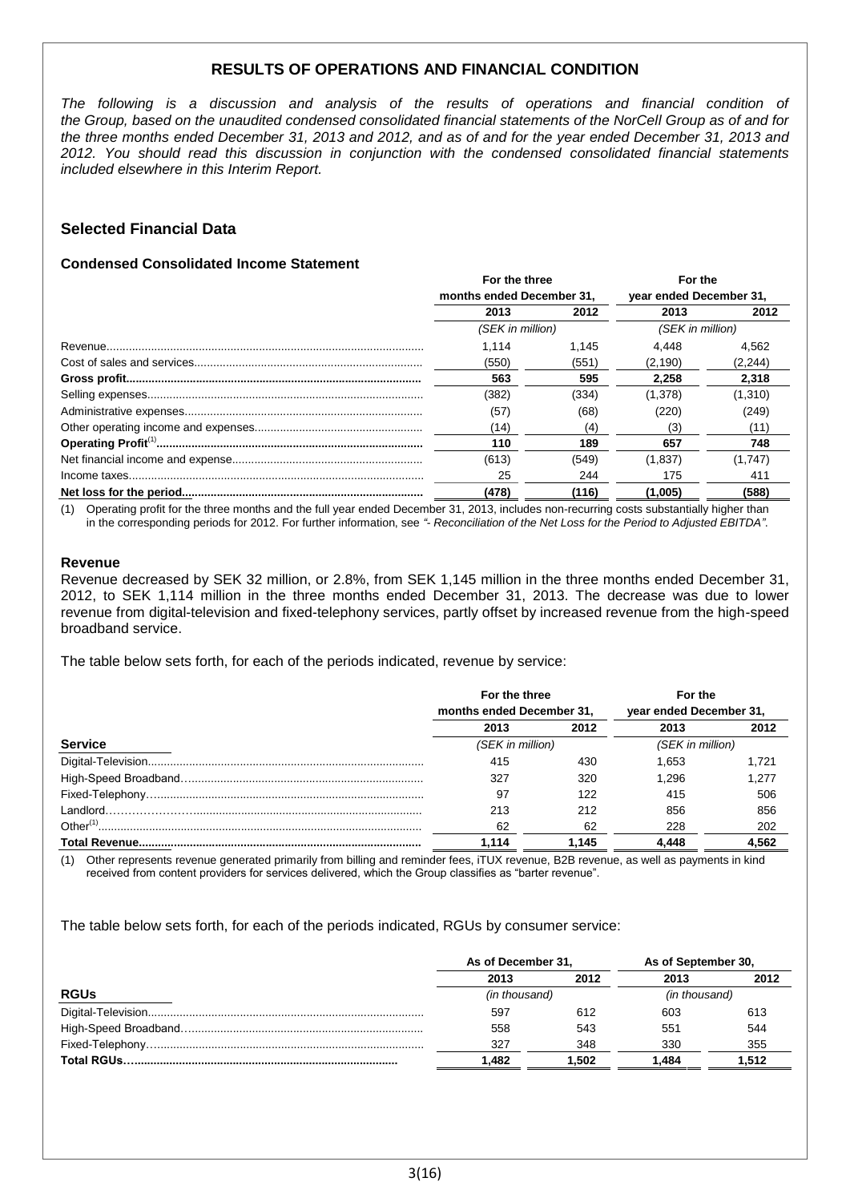# RESULTS OF OPERATIONS AND FINANCIAL CONDITION

*The following is a discussion and analysis of the results of operations and financial condition of the Group, based on the unaudited condensed consolidated financial statements of the NorCell Group as of and for the three months ended December 31, 2013 and 2012, and as of and for the year ended December 31, 2013 and 2012. You should read this discussion in conjunction with the condensed consolidated financial statements included elsewhere in this Interim Report.*

## Selected Financial Data

### Condensed Consolidated Income Statement

| | For the three months ended December 31, | | For the year ended December 31, | |
|---|---|---|---|---|
| | 2013 | 2012 | 2013 | 2012 |
| | (SEK in million) | | (SEK in million) | |
| Revenue | 1,114 | 1,145 | 4,448 | 4,562 |
| Cost of sales and services | (550) | (551) | (2,190) | (2,244) |
| **Gross profit** | **563** | **595** | **2,258** | **2,318** |
| Selling expenses | (382) | (334) | (1,378) | (1,310) |
| Administrative expenses | (57) | (68) | (220) | (249) |
| Other operating income and expenses | (14) | (4) | (3) | (11) |
| **Operating Profit[(1)]** | **110** | **189** | **657** | **748** |
| Net financial income and expense | (613) | (549) | (1,837) | (1,747) |
| Income taxes | 25 | 244 | 175 | 411 |
| **Net loss for the period** | **(478)** | **(116)** | **(1,005)** | **(588)** |

(1) Operating profit for the three months and the full year ended December 31, 2013, includes non-recurring costs substantially higher than in the corresponding periods for 2012. For further information, see *"- Reconciliation of the Net Loss for the Period to Adjusted EBITDA"*.

### Revenue

Revenue decreased by SEK 32 million, or 2.8%, from SEK 1,145 million in the three months ended December 31, 2012, to SEK 1,114 million in the three months ended December 31, 2013. The decrease was due to lower revenue from digital-television and fixed-telephony services, partly offset by increased revenue from the high-speed broadband service.

The table below sets forth, for each of the periods indicated, revenue by service:

| | For the three months ended December 31, | | For the year ended December 31, | |
|---|---|---|---|---|
| | 2013 | 2012 | 2013 | 2012 |
| **Service** | (SEK in million) | | (SEK in million) | |
| Digital-Television | 415 | 430 | 1,653 | 1,721 |
| High-Speed Broadband | 327 | 320 | 1,296 | 1,277 |
| Fixed-Telephony | 97 | 122 | 415 | 506 |
| Landlord | 213 | 212 | 856 | 856 |
| Other[(1)] | 62 | 62 | 228 | 202 |
| **Total Revenue** | **1,114** | **1,145** | **4,448** | **4,562** |

(1) Other represents revenue generated primarily from billing and reminder fees, iTUX revenue, B2B revenue, as well as payments in kind received from content providers for services delivered, which the Group classifies as "barter revenue".

The table below sets forth, for each of the periods indicated, RGUs by consumer service:

| | As of December 31, | | As of September 30, | |
|---|---|---|---|---|
| | 2013 | 2012 | 2013 | 2012 |
| **RGUs** | (in thousand) | | (in thousand) | |
| Digital-Television | 597 | 612 | 603 | 613 |
| High-Speed Broadband | 558 | 543 | 551 | 544 |
| Fixed-Telephony | 327 | 348 | 330 | 355 |
| **Total RGUs** | **1,482** | **1,502** | **1,484** | **1,512** |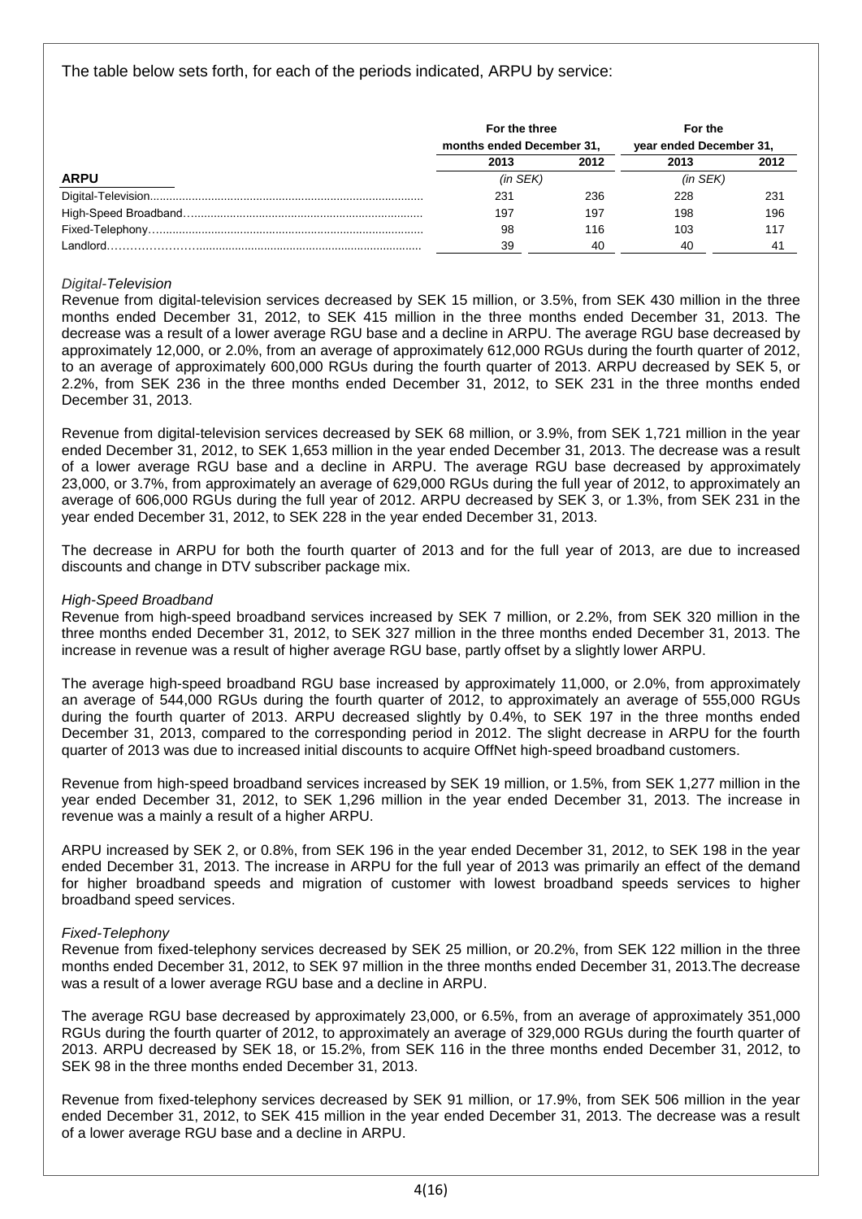The table below sets forth, for each of the periods indicated, ARPU by service:

| | For the three months ended December 31, | | For the year ended December 31, | |
|---|---|---|---|---|
| | 2013 | 2012 | 2013 | 2012 |
| **ARPU** | (in SEK) | | (in SEK) | |
| Digital-Television | 231 | 236 | 228 | 231 |
| High-Speed Broadband | 197 | 197 | 198 | 196 |
| Fixed-Telephony | 98 | 116 | 103 | 117 |
| Landlord | 39 | 40 | 40 | 41 |

*Digital-Television*

Revenue from digital-television services decreased by SEK 15 million, or 3.5%, from SEK 430 million in the three months ended December 31, 2012, to SEK 415 million in the three months ended December 31, 2013. The decrease was a result of a lower average RGU base and a decline in ARPU. The average RGU base decreased by approximately 12,000, or 2.0%, from an average of approximately 612,000 RGUs during the fourth quarter of 2012, to an average of approximately 600,000 RGUs during the fourth quarter of 2013. ARPU decreased by SEK 5, or 2.2%, from SEK 236 in the three months ended December 31, 2012, to SEK 231 in the three months ended December 31, 2013.

Revenue from digital-television services decreased by SEK 68 million, or 3.9%, from SEK 1,721 million in the year ended December 31, 2012, to SEK 1,653 million in the year ended December 31, 2013. The decrease was a result of a lower average RGU base and a decline in ARPU. The average RGU base decreased by approximately 23,000, or 3.7%, from approximately an average of 629,000 RGUs during the full year of 2012, to approximately an average of 606,000 RGUs during the full year of 2012. ARPU decreased by SEK 3, or 1.3%, from SEK 231 in the year ended December 31, 2012, to SEK 228 in the year ended December 31, 2013.

The decrease in ARPU for both the fourth quarter of 2013 and for the full year of 2013, are due to increased discounts and change in DTV subscriber package mix.

*High-Speed Broadband*

Revenue from high-speed broadband services increased by SEK 7 million, or 2.2%, from SEK 320 million in the three months ended December 31, 2012, to SEK 327 million in the three months ended December 31, 2013. The increase in revenue was a result of higher average RGU base, partly offset by a slightly lower ARPU.

The average high-speed broadband RGU base increased by approximately 11,000, or 2.0%, from approximately an average of 544,000 RGUs during the fourth quarter of 2012, to approximately an average of 555,000 RGUs during the fourth quarter of 2013. ARPU decreased slightly by 0.4%, to SEK 197 in the three months ended December 31, 2013, compared to the corresponding period in 2012. The slight decrease in ARPU for the fourth quarter of 2013 was due to increased initial discounts to acquire OffNet high-speed broadband customers.

Revenue from high-speed broadband services increased by SEK 19 million, or 1.5%, from SEK 1,277 million in the year ended December 31, 2012, to SEK 1,296 million in the year ended December 31, 2013. The increase in revenue was a mainly a result of a higher ARPU.

ARPU increased by SEK 2, or 0.8%, from SEK 196 in the year ended December 31, 2012, to SEK 198 in the year ended December 31, 2013. The increase in ARPU for the full year of 2013 was primarily an effect of the demand for higher broadband speeds and migration of customer with lowest broadband speeds services to higher broadband speed services.

*Fixed-Telephony*

Revenue from fixed-telephony services decreased by SEK 25 million, or 20.2%, from SEK 122 million in the three months ended December 31, 2012, to SEK 97 million in the three months ended December 31, 2013.The decrease was a result of a lower average RGU base and a decline in ARPU.

The average RGU base decreased by approximately 23,000, or 6.5%, from an average of approximately 351,000 RGUs during the fourth quarter of 2012, to approximately an average of 329,000 RGUs during the fourth quarter of 2013. ARPU decreased by SEK 18, or 15.2%, from SEK 116 in the three months ended December 31, 2012, to SEK 98 in the three months ended December 31, 2013.

Revenue from fixed-telephony services decreased by SEK 91 million, or 17.9%, from SEK 506 million in the year ended December 31, 2012, to SEK 415 million in the year ended December 31, 2013. The decrease was a result of a lower average RGU base and a decline in ARPU.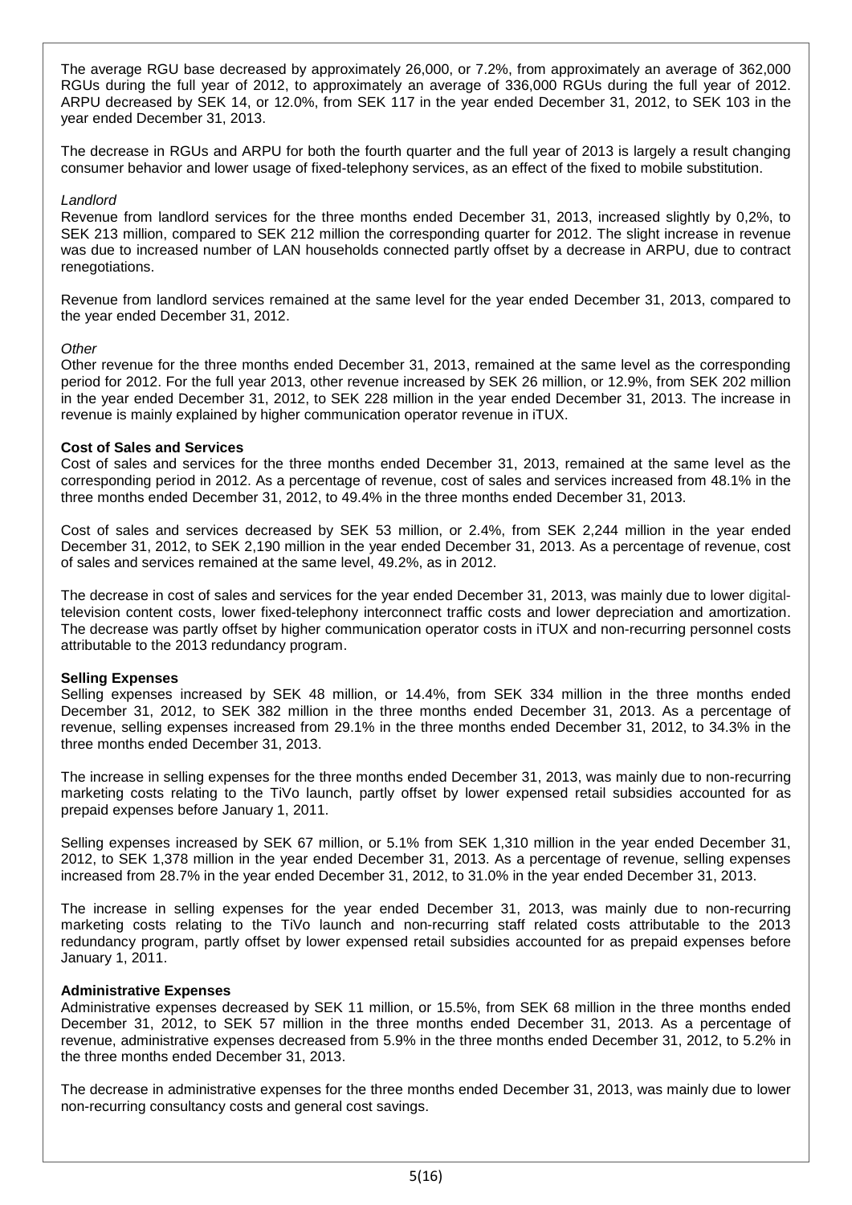The average RGU base decreased by approximately 26,000, or 7.2%, from approximately an average of 362,000 RGUs during the full year of 2012, to approximately an average of 336,000 RGUs during the full year of 2012. ARPU decreased by SEK 14, or 12.0%, from SEK 117 in the year ended December 31, 2012, to SEK 103 in the year ended December 31, 2013.

The decrease in RGUs and ARPU for both the fourth quarter and the full year of 2013 is largely a result changing consumer behavior and lower usage of fixed-telephony services, as an effect of the fixed to mobile substitution.

*Landlord*

Revenue from landlord services for the three months ended December 31, 2013, increased slightly by 0,2%, to SEK 213 million, compared to SEK 212 million the corresponding quarter for 2012. The slight increase in revenue was due to increased number of LAN households connected partly offset by a decrease in ARPU, due to contract renegotiations.

Revenue from landlord services remained at the same level for the year ended December 31, 2013, compared to the year ended December 31, 2012.

*Other*

Other revenue for the three months ended December 31, 2013, remained at the same level as the corresponding period for 2012. For the full year 2013, other revenue increased by SEK 26 million, or 12.9%, from SEK 202 million in the year ended December 31, 2012, to SEK 228 million in the year ended December 31, 2013. The increase in revenue is mainly explained by higher communication operator revenue in iTUX.

**Cost of Sales and Services**

Cost of sales and services for the three months ended December 31, 2013, remained at the same level as the corresponding period in 2012. As a percentage of revenue, cost of sales and services increased from 48.1% in the three months ended December 31, 2012, to 49.4% in the three months ended December 31, 2013.

Cost of sales and services decreased by SEK 53 million, or 2.4%, from SEK 2,244 million in the year ended December 31, 2012, to SEK 2,190 million in the year ended December 31, 2013. As a percentage of revenue, cost of sales and services remained at the same level, 49.2%, as in 2012.

The decrease in cost of sales and services for the year ended December 31, 2013, was mainly due to lower digital-television content costs, lower fixed-telephony interconnect traffic costs and lower depreciation and amortization. The decrease was partly offset by higher communication operator costs in iTUX and non-recurring personnel costs attributable to the 2013 redundancy program.

**Selling Expenses**

Selling expenses increased by SEK 48 million, or 14.4%, from SEK 334 million in the three months ended December 31, 2012, to SEK 382 million in the three months ended December 31, 2013. As a percentage of revenue, selling expenses increased from 29.1% in the three months ended December 31, 2012, to 34.3% in the three months ended December 31, 2013.

The increase in selling expenses for the three months ended December 31, 2013, was mainly due to non-recurring marketing costs relating to the TiVo launch, partly offset by lower expensed retail subsidies accounted for as prepaid expenses before January 1, 2011.

Selling expenses increased by SEK 67 million, or 5.1% from SEK 1,310 million in the year ended December 31, 2012, to SEK 1,378 million in the year ended December 31, 2013. As a percentage of revenue, selling expenses increased from 28.7% in the year ended December 31, 2012, to 31.0% in the year ended December 31, 2013.

The increase in selling expenses for the year ended December 31, 2013, was mainly due to non-recurring marketing costs relating to the TiVo launch and non-recurring staff related costs attributable to the 2013 redundancy program, partly offset by lower expensed retail subsidies accounted for as prepaid expenses before January 1, 2011.

**Administrative Expenses**

Administrative expenses decreased by SEK 11 million, or 15.5%, from SEK 68 million in the three months ended December 31, 2012, to SEK 57 million in the three months ended December 31, 2013. As a percentage of revenue, administrative expenses decreased from 5.9% in the three months ended December 31, 2012, to 5.2% in the three months ended December 31, 2013.

The decrease in administrative expenses for the three months ended December 31, 2013, was mainly due to lower non-recurring consultancy costs and general cost savings.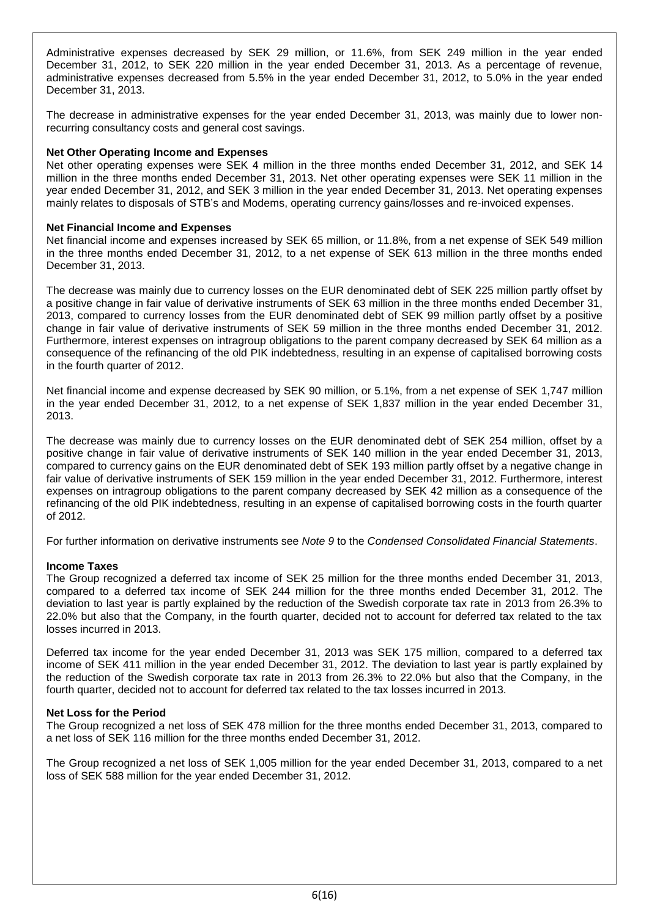Administrative expenses decreased by SEK 29 million, or 11.6%, from SEK 249 million in the year ended December 31, 2012, to SEK 220 million in the year ended December 31, 2013. As a percentage of revenue, administrative expenses decreased from 5.5% in the year ended December 31, 2012, to 5.0% in the year ended December 31, 2013.

The decrease in administrative expenses for the year ended December 31, 2013, was mainly due to lower non-recurring consultancy costs and general cost savings.

**Net Other Operating Income and Expenses**

Net other operating expenses were SEK 4 million in the three months ended December 31, 2012, and SEK 14 million in the three months ended December 31, 2013. Net other operating expenses were SEK 11 million in the year ended December 31, 2012, and SEK 3 million in the year ended December 31, 2013. Net operating expenses mainly relates to disposals of STB's and Modems, operating currency gains/losses and re-invoiced expenses.

**Net Financial Income and Expenses**

Net financial income and expenses increased by SEK 65 million, or 11.8%, from a net expense of SEK 549 million in the three months ended December 31, 2012, to a net expense of SEK 613 million in the three months ended December 31, 2013.

The decrease was mainly due to currency losses on the EUR denominated debt of SEK 225 million partly offset by a positive change in fair value of derivative instruments of SEK 63 million in the three months ended December 31, 2013, compared to currency losses from the EUR denominated debt of SEK 99 million partly offset by a positive change in fair value of derivative instruments of SEK 59 million in the three months ended December 31, 2012. Furthermore, interest expenses on intragroup obligations to the parent company decreased by SEK 64 million as a consequence of the refinancing of the old PIK indebtedness, resulting in an expense of capitalised borrowing costs in the fourth quarter of 2012.

Net financial income and expense decreased by SEK 90 million, or 5.1%, from a net expense of SEK 1,747 million in the year ended December 31, 2012, to a net expense of SEK 1,837 million in the year ended December 31, 2013.

The decrease was mainly due to currency losses on the EUR denominated debt of SEK 254 million, offset by a positive change in fair value of derivative instruments of SEK 140 million in the year ended December 31, 2013, compared to currency gains on the EUR denominated debt of SEK 193 million partly offset by a negative change in fair value of derivative instruments of SEK 159 million in the year ended December 31, 2012. Furthermore, interest expenses on intragroup obligations to the parent company decreased by SEK 42 million as a consequence of the refinancing of the old PIK indebtedness, resulting in an expense of capitalised borrowing costs in the fourth quarter of 2012.

For further information on derivative instruments see *Note 9* to the *Condensed Consolidated Financial Statements*.

**Income Taxes**

The Group recognized a deferred tax income of SEK 25 million for the three months ended December 31, 2013, compared to a deferred tax income of SEK 244 million for the three months ended December 31, 2012. The deviation to last year is partly explained by the reduction of the Swedish corporate tax rate in 2013 from 26.3% to 22.0% but also that the Company, in the fourth quarter, decided not to account for deferred tax related to the tax losses incurred in 2013.

Deferred tax income for the year ended December 31, 2013 was SEK 175 million, compared to a deferred tax income of SEK 411 million in the year ended December 31, 2012. The deviation to last year is partly explained by the reduction of the Swedish corporate tax rate in 2013 from 26.3% to 22.0% but also that the Company, in the fourth quarter, decided not to account for deferred tax related to the tax losses incurred in 2013.

**Net Loss for the Period**

The Group recognized a net loss of SEK 478 million for the three months ended December 31, 2013, compared to a net loss of SEK 116 million for the three months ended December 31, 2012.

The Group recognized a net loss of SEK 1,005 million for the year ended December 31, 2013, compared to a net loss of SEK 588 million for the year ended December 31, 2012.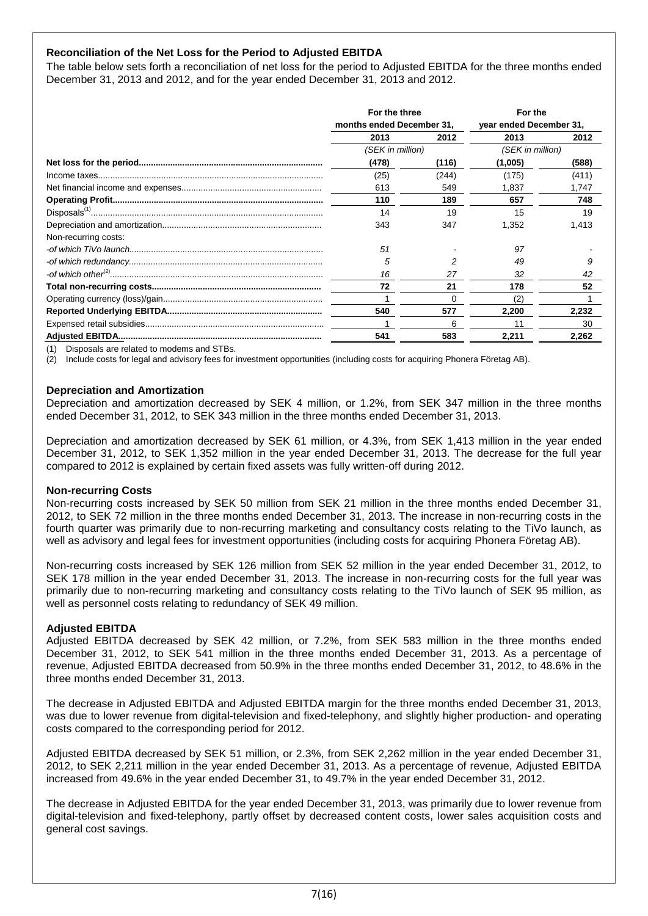### Reconciliation of the Net Loss for the Period to Adjusted EBITDA

The table below sets forth a reconciliation of net loss for the period to Adjusted EBITDA for the three months ended December 31, 2013 and 2012, and for the year ended December 31, 2013 and 2012.

| | For the three months ended December 31, | | For the year ended December 31, | |
|---|---|---|---|---|
| | 2013 | 2012 | 2013 | 2012 |
| | *(SEK in million)* | | *(SEK in million)* | |
| **Net loss for the period** | **(478)** | **(116)** | **(1,005)** | **(588)** |
| Income taxes | (25) | (244) | (175) | (411) |
| Net financial income and expenses | 613 | 549 | 1,837 | 1,747 |
| **Operating Profit** | **110** | **189** | **657** | **748** |
| Disposals[1] | 14 | 19 | 15 | 19 |
| Depreciation and amortization | 343 | 347 | 1,352 | 1,413 |
| Non-recurring costs: | | | | |
| *-of which TiVo launch* | *51* | *-* | *97* | *-* |
| *-of which redundancy* | *5* | *2* | *49* | *9* |
| *-of which other[2]* | *16* | *27* | *32* | *42* |
| **Total non-recurring costs** | **72** | **21** | **178** | **52** |
| Operating currency (loss)/gain | 1 | 0 | (2) | 1 |
| **Reported Underlying EBITDA** | **540** | **577** | **2,200** | **2,232** |
| Expensed retail subsidies | 1 | 6 | 11 | 30 |
| **Adjusted EBITDA** | **541** | **583** | **2,211** | **2,262** |

(1) Disposals are related to modems and STBs.

(2) Include costs for legal and advisory fees for investment opportunities (including costs for acquiring Phonera Företag AB).

### Depreciation and Amortization

Depreciation and amortization decreased by SEK 4 million, or 1.2%, from SEK 347 million in the three months ended December 31, 2012, to SEK 343 million in the three months ended December 31, 2013.

Depreciation and amortization decreased by SEK 61 million, or 4.3%, from SEK 1,413 million in the year ended December 31, 2012, to SEK 1,352 million in the year ended December 31, 2013. The decrease for the full year compared to 2012 is explained by certain fixed assets was fully written-off during 2012.

### Non-recurring Costs

Non-recurring costs increased by SEK 50 million from SEK 21 million in the three months ended December 31, 2012, to SEK 72 million in the three months ended December 31, 2013. The increase in non-recurring costs in the fourth quarter was primarily due to non-recurring marketing and consultancy costs relating to the TiVo launch, as well as advisory and legal fees for investment opportunities (including costs for acquiring Phonera Företag AB).

Non-recurring costs increased by SEK 126 million from SEK 52 million in the year ended December 31, 2012, to SEK 178 million in the year ended December 31, 2013. The increase in non-recurring costs for the full year was primarily due to non-recurring marketing and consultancy costs relating to the TiVo launch of SEK 95 million, as well as personnel costs relating to redundancy of SEK 49 million.

### Adjusted EBITDA

Adjusted EBITDA decreased by SEK 42 million, or 7.2%, from SEK 583 million in the three months ended December 31, 2012, to SEK 541 million in the three months ended December 31, 2013. As a percentage of revenue, Adjusted EBITDA decreased from 50.9% in the three months ended December 31, 2012, to 48.6% in the three months ended December 31, 2013.

The decrease in Adjusted EBITDA and Adjusted EBITDA margin for the three months ended December 31, 2013, was due to lower revenue from digital-television and fixed-telephony, and slightly higher production- and operating costs compared to the corresponding period for 2012.

Adjusted EBITDA decreased by SEK 51 million, or 2.3%, from SEK 2,262 million in the year ended December 31, 2012, to SEK 2,211 million in the year ended December 31, 2013. As a percentage of revenue, Adjusted EBITDA increased from 49.6% in the year ended December 31, to 49.7% in the year ended December 31, 2012.

The decrease in Adjusted EBITDA for the year ended December 31, 2013, was primarily due to lower revenue from digital-television and fixed-telephony, partly offset by decreased content costs, lower sales acquisition costs and general cost savings.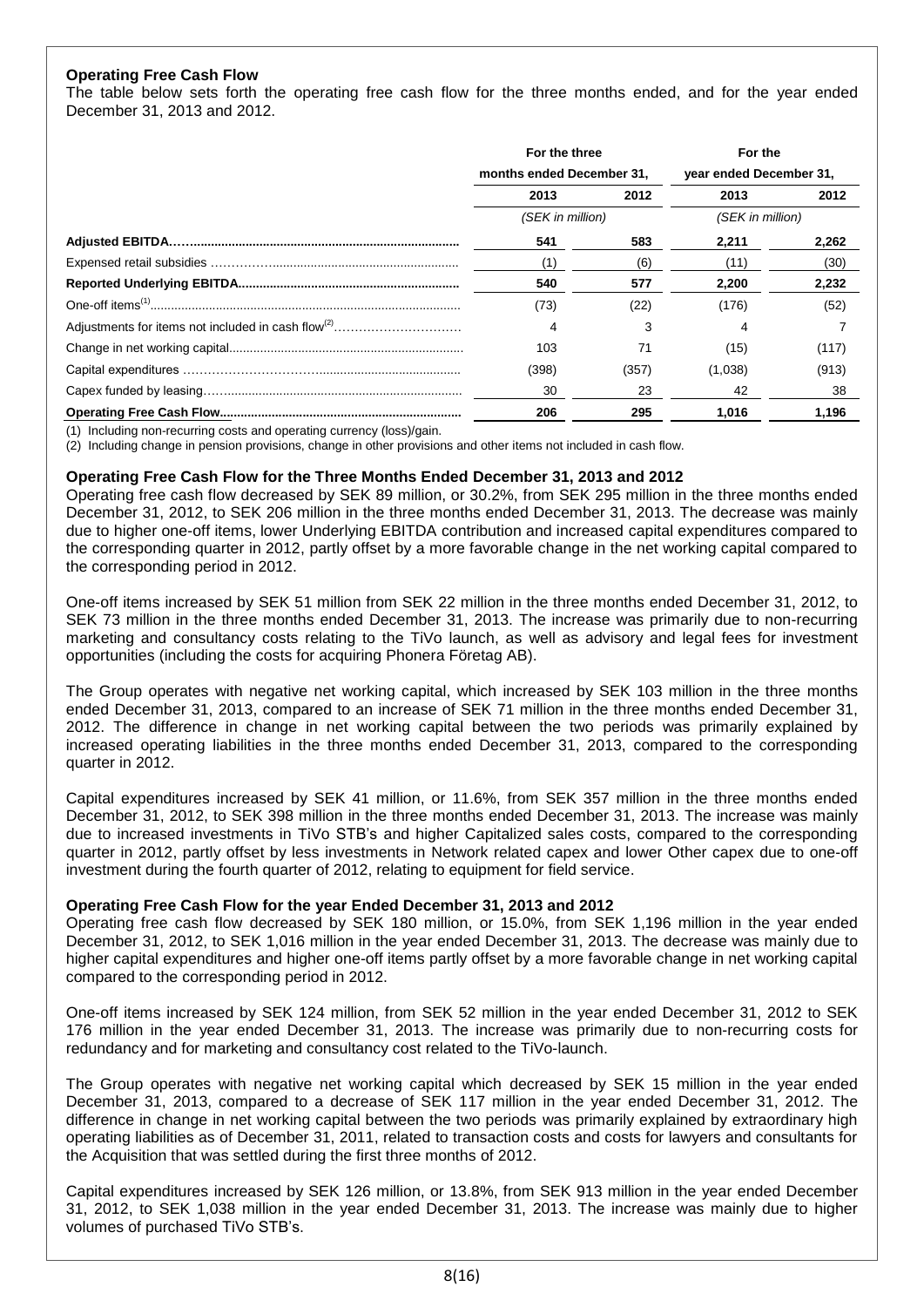**Operating Free Cash Flow**

The table below sets forth the operating free cash flow for the three months ended, and for the year ended December 31, 2013 and 2012.

| | For the three months ended December 31, | | For the year ended December 31, | |
|---|---|---|---|---|
| | 2013 | 2012 | 2013 | 2012 |
| | (SEK in million) | | (SEK in million) | |
| **Adjusted EBITDA** | **541** | **583** | **2,211** | **2,262** |
| Expensed retail subsidies | (1) | (6) | (11) | (30) |
| **Reported Underlying EBITDA** | **540** | **577** | **2,200** | **2,232** |
| One-off items[(1)] | (73) | (22) | (176) | (52) |
| Adjustments for items not included in cash flow[(2)] | 4 | 3 | 4 | 7 |
| Change in net working capital | 103 | 71 | (15) | (117) |
| Capital expenditures | (398) | (357) | (1,038) | (913) |
| Capex funded by leasing | 30 | 23 | 42 | 38 |
| **Operating Free Cash Flow** | **206** | **295** | **1,016** | **1,196** |

(1) Including non-recurring costs and operating currency (loss)/gain.

(2) Including change in pension provisions, change in other provisions and other items not included in cash flow.

**Operating Free Cash Flow for the Three Months Ended December 31, 2013 and 2012**

Operating free cash flow decreased by SEK 89 million, or 30.2%, from SEK 295 million in the three months ended December 31, 2012, to SEK 206 million in the three months ended December 31, 2013. The decrease was mainly due to higher one-off items, lower Underlying EBITDA contribution and increased capital expenditures compared to the corresponding quarter in 2012, partly offset by a more favorable change in the net working capital compared to the corresponding period in 2012.

One-off items increased by SEK 51 million from SEK 22 million in the three months ended December 31, 2012, to SEK 73 million in the three months ended December 31, 2013. The increase was primarily due to non-recurring marketing and consultancy costs relating to the TiVo launch, as well as advisory and legal fees for investment opportunities (including the costs for acquiring Phonera Företag AB).

The Group operates with negative net working capital, which increased by SEK 103 million in the three months ended December 31, 2013, compared to an increase of SEK 71 million in the three months ended December 31, 2012. The difference in change in net working capital between the two periods was primarily explained by increased operating liabilities in the three months ended December 31, 2013, compared to the corresponding quarter in 2012.

Capital expenditures increased by SEK 41 million, or 11.6%, from SEK 357 million in the three months ended December 31, 2012, to SEK 398 million in the three months ended December 31, 2013. The increase was mainly due to increased investments in TiVo STB's and higher Capitalized sales costs, compared to the corresponding quarter in 2012, partly offset by less investments in Network related capex and lower Other capex due to one-off investment during the fourth quarter of 2012, relating to equipment for field service.

**Operating Free Cash Flow for the year Ended December 31, 2013 and 2012**

Operating free cash flow decreased by SEK 180 million, or 15.0%, from SEK 1,196 million in the year ended December 31, 2012, to SEK 1,016 million in the year ended December 31, 2013. The decrease was mainly due to higher capital expenditures and higher one-off items partly offset by a more favorable change in net working capital compared to the corresponding period in 2012.

One-off items increased by SEK 124 million, from SEK 52 million in the year ended December 31, 2012 to SEK 176 million in the year ended December 31, 2013. The increase was primarily due to non-recurring costs for redundancy and for marketing and consultancy cost related to the TiVo-launch.

The Group operates with negative net working capital which decreased by SEK 15 million in the year ended December 31, 2013, compared to a decrease of SEK 117 million in the year ended December 31, 2012. The difference in change in net working capital between the two periods was primarily explained by extraordinary high operating liabilities as of December 31, 2011, related to transaction costs and costs for lawyers and consultants for the Acquisition that was settled during the first three months of 2012.

Capital expenditures increased by SEK 126 million, or 13.8%, from SEK 913 million in the year ended December 31, 2012, to SEK 1,038 million in the year ended December 31, 2013. The increase was mainly due to higher volumes of purchased TiVo STB's.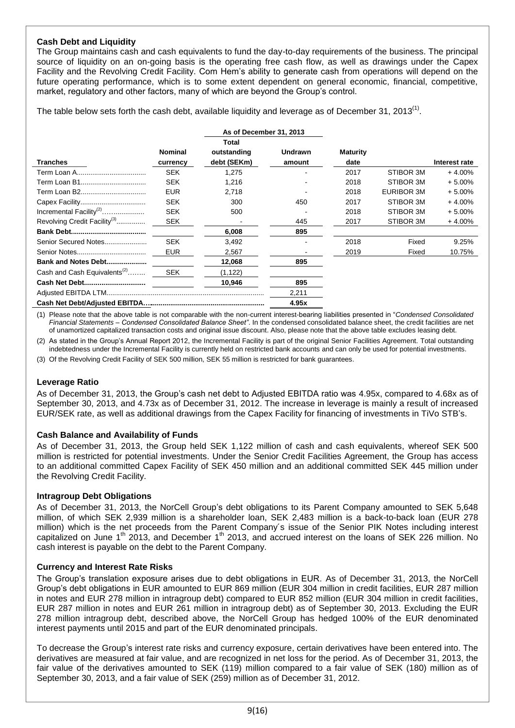### Cash Debt and Liquidity

The Group maintains cash and cash equivalents to fund the day-to-day requirements of the business. The principal source of liquidity on an on-going basis is the operating free cash flow, as well as drawings under the Capex Facility and the Revolving Credit Facility. Com Hem's ability to generate cash from operations will depend on the future operating performance, which is to some extent dependent on general economic, financial, competitive, market, regulatory and other factors, many of which are beyond the Group's control.

The table below sets forth the cash debt, available liquidity and leverage as of December 31, 2013[(1)].

| | | As of December 31, 2013 | | | | |
|---|---|---|---|---|---|---|
| **Tranches** | **Nominal currency** | **Total outstanding debt (SEKm)** | **Undrawn amount** | **Maturity date** | | **Interest rate** |
| Term Loan A | SEK | 1,275 | - | 2017 | STIBOR 3M | + 4.00% |
| Term Loan B1 | SEK | 1,216 | - | 2018 | STIBOR 3M | + 5.00% |
| Term Loan B2 | EUR | 2,718 | - | 2018 | EURIBOR 3M | + 5.00% |
| Capex Facility | SEK | 300 | 450 | 2017 | STIBOR 3M | + 4.00% |
| Incremental Facility[(2)] | SEK | 500 | - | 2018 | STIBOR 3M | + 5.00% |
| Revolving Credit Facility[(3)] | SEK | - | 445 | 2017 | STIBOR 3M | + 4.00% |
| **Bank Debt** | | **6,008** | **895** | | | |
| Senior Secured Notes | SEK | 3,492 | - | 2018 | Fixed | 9.25% |
| Senior Notes | EUR | 2,567 | - | 2019 | Fixed | 10.75% |
| **Bank and Notes Debt** | | **12,068** | **895** | | | |
| Cash and Cash Equivalents[(2)] | SEK | (1,122) | | | | |
| **Cash Net Debt** | | **10,946** | **895** | | | |
| Adjusted EBITDA LTM | | | 2,211 | | | |
| **Cash Net Debt/Adjusted EBITDA** | | | **4.95x** | | | |

(1) Please note that the above table is not comparable with the non-current interest-bearing liabilities presented in "*Condensed Consolidated Financial Statements – Condensed Consolidated Balance Sheet"*. In the condensed consolidated balance sheet, the credit facilities are net of unamortized capitalized transaction costs and original issue discount. Also, please note that the above table excludes leasing debt.

(2) As stated in the Group's Annual Report 2012, the Incremental Facility is part of the original Senior Facilities Agreement. Total outstanding indebtedness under the Incremental Facility is currently held on restricted bank accounts and can only be used for potential investments.

(3) Of the Revolving Credit Facility of SEK 500 million, SEK 55 million is restricted for bank guarantees.

### Leverage Ratio

As of December 31, 2013, the Group's cash net debt to Adjusted EBITDA ratio was 4.95x, compared to 4.68x as of September 30, 2013, and 4.73x as of December 31, 2012. The increase in leverage is mainly a result of increased EUR/SEK rate, as well as additional drawings from the Capex Facility for financing of investments in TiVo STB's.

### Cash Balance and Availability of Funds

As of December 31, 2013, the Group held SEK 1,122 million of cash and cash equivalents, whereof SEK 500 million is restricted for potential investments. Under the Senior Credit Facilities Agreement, the Group has access to an additional committed Capex Facility of SEK 450 million and an additional committed SEK 445 million under the Revolving Credit Facility.

### Intragroup Debt Obligations

As of December 31, 2013, the NorCell Group's debt obligations to its Parent Company amounted to SEK 5,648 million, of which SEK 2,939 million is a shareholder loan, SEK 2,483 million is a back-to-back loan (EUR 278 million) which is the net proceeds from the Parent Company´s issue of the Senior PIK Notes including interest capitalized on June 1st 2013, and December 1st 2013, and accrued interest on the loans of SEK 226 million. No cash interest is payable on the debt to the Parent Company.

### Currency and Interest Rate Risks

The Group's translation exposure arises due to debt obligations in EUR. As of December 31, 2013, the NorCell Group's debt obligations in EUR amounted to EUR 869 million (EUR 304 million in credit facilities, EUR 287 million in notes and EUR 278 million in intragroup debt) compared to EUR 852 million (EUR 304 million in credit facilities, EUR 287 million in notes and EUR 261 million in intragroup debt) as of September 30, 2013. Excluding the EUR 278 million intragroup debt, described above, the NorCell Group has hedged 100% of the EUR denominated interest payments until 2015 and part of the EUR denominated principals.

To decrease the Group's interest rate risks and currency exposure, certain derivatives have been entered into. The derivatives are measured at fair value, and are recognized in net loss for the period. As of December 31, 2013, the fair value of the derivatives amounted to SEK (119) million compared to a fair value of SEK (180) million as of September 30, 2013, and a fair value of SEK (259) million as of December 31, 2012.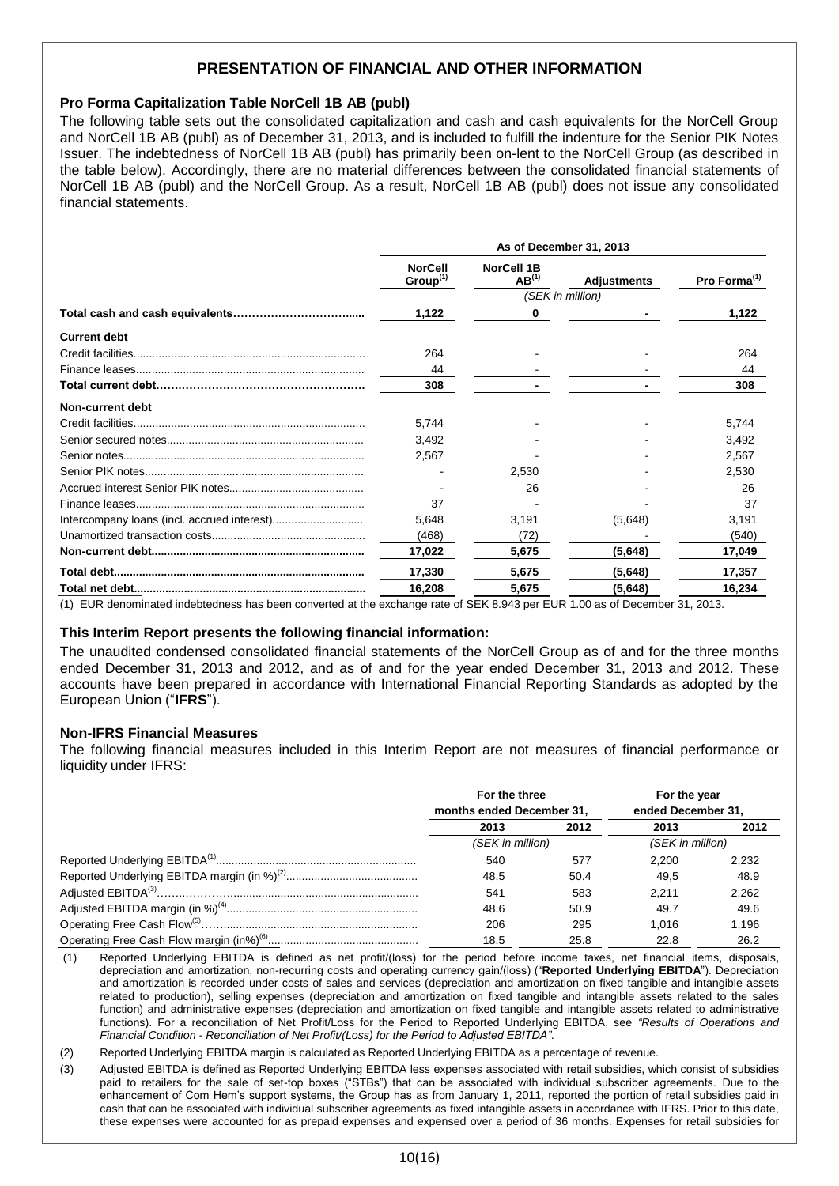## PRESENTATION OF FINANCIAL AND OTHER INFORMATION

### Pro Forma Capitalization Table NorCell 1B AB (publ)

The following table sets out the consolidated capitalization and cash and cash equivalents for the NorCell Group and NorCell 1B AB (publ) as of December 31, 2013, and is included to fulfill the indenture for the Senior PIK Notes Issuer. The indebtedness of NorCell 1B AB (publ) has primarily been on-lent to the NorCell Group (as described in the table below). Accordingly, there are no material differences between the consolidated financial statements of NorCell 1B AB (publ) and the NorCell Group. As a result, NorCell 1B AB (publ) does not issue any consolidated financial statements.

| | As of December 31, 2013 | | | |
|---|---|---|---|---|
| | NorCell Group(1) | NorCell 1B AB(1) | Adjustments | Pro Forma(1) |
| | (SEK in million) | | | |
| **Total cash and cash equivalents** | **1,122** | **0** | **-** | **1,122** |
| **Current debt** | | | | |
| Credit facilities | 264 | - | - | 264 |
| Finance leases | 44 | - | - | 44 |
| **Total current debt** | **308** | **-** | **-** | **308** |
| **Non-current debt** | | | | |
| Credit facilities | 5,744 | - | - | 5,744 |
| Senior secured notes | 3,492 | - | - | 3,492 |
| Senior notes | 2,567 | - | - | 2,567 |
| Senior PIK notes | - | 2,530 | - | 2,530 |
| Accrued interest Senior PIK notes | - | 26 | - | 26 |
| Finance leases | 37 | - | - | 37 |
| Intercompany loans (incl. accrued interest) | 5,648 | 3,191 | (5,648) | 3,191 |
| Unamortized transaction costs | (468) | (72) | - | (540) |
| **Non-current debt** | **17,022** | **5,675** | **(5,648)** | **17,049** |
| **Total debt** | **17,330** | **5,675** | **(5,648)** | **17,357** |
| **Total net debt** | **16,208** | **5,675** | **(5,648)** | **16,234** |

(1) EUR denominated indebtedness has been converted at the exchange rate of SEK 8.943 per EUR 1.00 as of December 31, 2013.

### This Interim Report presents the following financial information:

The unaudited condensed consolidated financial statements of the NorCell Group as of and for the three months ended December 31, 2013 and 2012, and as of and for the year ended December 31, 2013 and 2012. These accounts have been prepared in accordance with International Financial Reporting Standards as adopted by the European Union ("**IFRS**").

### Non-IFRS Financial Measures

The following financial measures included in this Interim Report are not measures of financial performance or liquidity under IFRS:

| | For the three months ended December 31, | | For the year ended December 31, | |
|---|---|---|---|---|
| | 2013 | 2012 | 2013 | 2012 |
| | (SEK in million) | | (SEK in million) | |
| Reported Underlying EBITDA(1) | 540 | 577 | 2,200 | 2,232 |
| Reported Underlying EBITDA margin (in %)(2) | 48.5 | 50.4 | 49,5 | 48.9 |
| Adjusted EBITDA(3) | 541 | 583 | 2,211 | 2,262 |
| Adjusted EBITDA margin (in %)(4) | 48.6 | 50.9 | 49.7 | 49.6 |
| Operating Free Cash Flow(5) | 206 | 295 | 1,016 | 1,196 |
| Operating Free Cash Flow margin (in%)(6) | 18.5 | 25.8 | 22.8 | 26.2 |

(1) Reported Underlying EBITDA is defined as net profit/(loss) for the period before income taxes, net financial items, disposals, depreciation and amortization, non-recurring costs and operating currency gain/(loss) ("**Reported Underlying EBITDA**"). Depreciation and amortization is recorded under costs of sales and services (depreciation and amortization on fixed tangible and intangible assets related to production), selling expenses (depreciation and amortization on fixed tangible and intangible assets related to the sales function) and administrative expenses (depreciation and amortization on fixed tangible and intangible assets related to administrative functions). For a reconciliation of Net Profit/Loss for the Period to Reported Underlying EBITDA, see *"Results of Operations and Financial Condition - Reconciliation of Net Profit/(Loss) for the Period to Adjusted EBITDA"*.

(2) Reported Underlying EBITDA margin is calculated as Reported Underlying EBITDA as a percentage of revenue.

(3) Adjusted EBITDA is defined as Reported Underlying EBITDA less expenses associated with retail subsidies, which consist of subsidies paid to retailers for the sale of set-top boxes ("STBs") that can be associated with individual subscriber agreements. Due to the enhancement of Com Hem's support systems, the Group has as from January 1, 2011, reported the portion of retail subsidies paid in cash that can be associated with individual subscriber agreements as fixed intangible assets in accordance with IFRS. Prior to this date, these expenses were accounted for as prepaid expenses and expensed over a period of 36 months. Expenses for retail subsidies for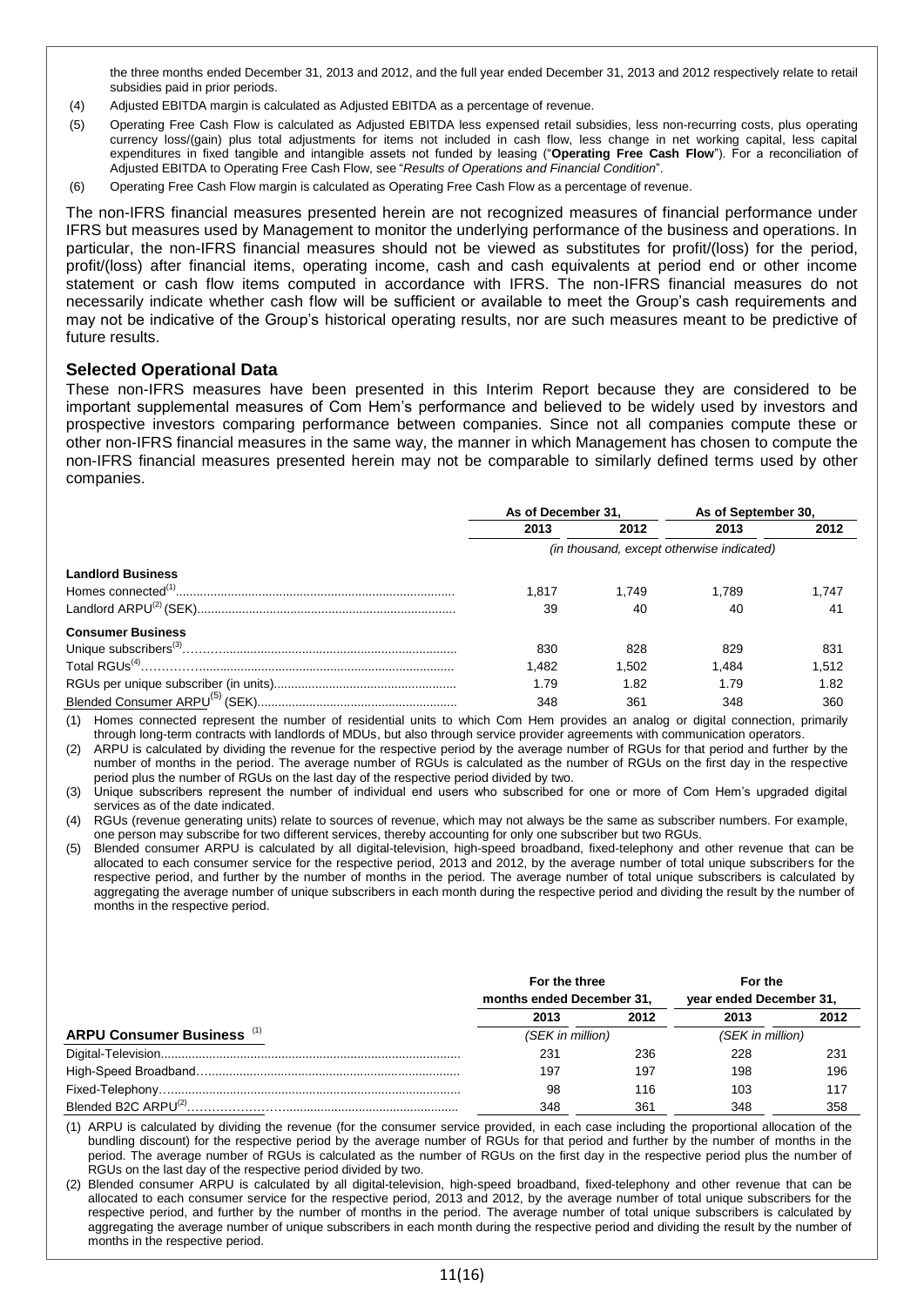the three months ended December 31, 2013 and 2012, and the full year ended December 31, 2013 and 2012 respectively relate to retail subsidies paid in prior periods.

(4) Adjusted EBITDA margin is calculated as Adjusted EBITDA as a percentage of revenue.

(5) Operating Free Cash Flow is calculated as Adjusted EBITDA less expensed retail subsidies, less non-recurring costs, plus operating currency loss/(gain) plus total adjustments for items not included in cash flow, less change in net working capital, less capital expenditures in fixed tangible and intangible assets not funded by leasing ("**Operating Free Cash Flow**"). For a reconciliation of Adjusted EBITDA to Operating Free Cash Flow, see "*Results of Operations and Financial Condition*".

(6) Operating Free Cash Flow margin is calculated as Operating Free Cash Flow as a percentage of revenue.

The non-IFRS financial measures presented herein are not recognized measures of financial performance under IFRS but measures used by Management to monitor the underlying performance of the business and operations. In particular, the non-IFRS financial measures should not be viewed as substitutes for profit/(loss) for the period, profit/(loss) after financial items, operating income, cash and cash equivalents at period end or other income statement or cash flow items computed in accordance with IFRS. The non-IFRS financial measures do not necessarily indicate whether cash flow will be sufficient or available to meet the Group's cash requirements and may not be indicative of the Group's historical operating results, nor are such measures meant to be predictive of future results.

## Selected Operational Data

These non-IFRS measures have been presented in this Interim Report because they are considered to be important supplemental measures of Com Hem's performance and believed to be widely used by investors and prospective investors comparing performance between companies. Since not all companies compute these or other non-IFRS financial measures in the same way, the manner in which Management has chosen to compute the non-IFRS financial measures presented herein may not be comparable to similarly defined terms used by other companies.

| | As of December 31, | | As of September 30, | |
|---|---|---|---|---|
| | 2013 | 2012 | 2013 | 2012 |
| | *(in thousand, except otherwise indicated)* | | | |
| **Landlord Business** | | | | |
| Homes connected[1] | 1,817 | 1,749 | 1,789 | 1,747 |
| Landlord ARPU[2] (SEK) | 39 | 40 | 40 | 41 |
| **Consumer Business** | | | | |
| Unique subscribers[3] | 830 | 828 | 829 | 831 |
| Total RGUs[4] | 1,482 | 1,502 | 1,484 | 1,512 |
| RGUs per unique subscriber (in units) | 1.79 | 1.82 | 1.79 | 1.82 |
| Blended Consumer ARPU[5] (SEK) | 348 | 361 | 348 | 360 |

(1) Homes connected represent the number of residential units to which Com Hem provides an analog or digital connection, primarily through long-term contracts with landlords of MDUs, but also through service provider agreements with communication operators.

(2) ARPU is calculated by dividing the revenue for the respective period by the average number of RGUs for that period and further by the number of months in the period. The average number of RGUs is calculated as the number of RGUs on the first day in the respective period plus the number of RGUs on the last day of the respective period divided by two.

(3) Unique subscribers represent the number of individual end users who subscribed for one or more of Com Hem's upgraded digital services as of the date indicated.

(4) RGUs (revenue generating units) relate to sources of revenue, which may not always be the same as subscriber numbers. For example, one person may subscribe for two different services, thereby accounting for only one subscriber but two RGUs.

(5) Blended consumer ARPU is calculated by all digital-television, high-speed broadband, fixed-telephony and other revenue that can be allocated to each consumer service for the respective period, 2013 and 2012, by the average number of total unique subscribers for the respective period, and further by the number of months in the period. The average number of total unique subscribers is calculated by aggregating the average number of unique subscribers in each month during the respective period and dividing the result by the number of months in the respective period.

| | For the three months ended December 31, | | For the year ended December 31, | |
|---|---|---|---|---|
| | 2013 | 2012 | 2013 | 2012 |
| **ARPU Consumer Business** [1] | *(SEK in million)* | | *(SEK in million)* | |
| Digital-Television | 231 | 236 | 228 | 231 |
| High-Speed Broadband | 197 | 197 | 198 | 196 |
| Fixed-Telephony | 98 | 116 | 103 | 117 |
| Blended B2C ARPU[2] | 348 | 361 | 348 | 358 |

(1) ARPU is calculated by dividing the revenue (for the consumer service provided, in each case including the proportional allocation of the bundling discount) for the respective period by the average number of RGUs for that period and further by the number of months in the period. The average number of RGUs is calculated as the number of RGUs on the first day in the respective period plus the number of RGUs on the last day of the respective period divided by two.

(2) Blended consumer ARPU is calculated by all digital-television, high-speed broadband, fixed-telephony and other revenue that can be allocated to each consumer service for the respective period, 2013 and 2012, by the average number of total unique subscribers for the respective period, and further by the number of months in the period. The average number of total unique subscribers is calculated by aggregating the average number of unique subscribers in each month during the respective period and dividing the result by the number of months in the respective period.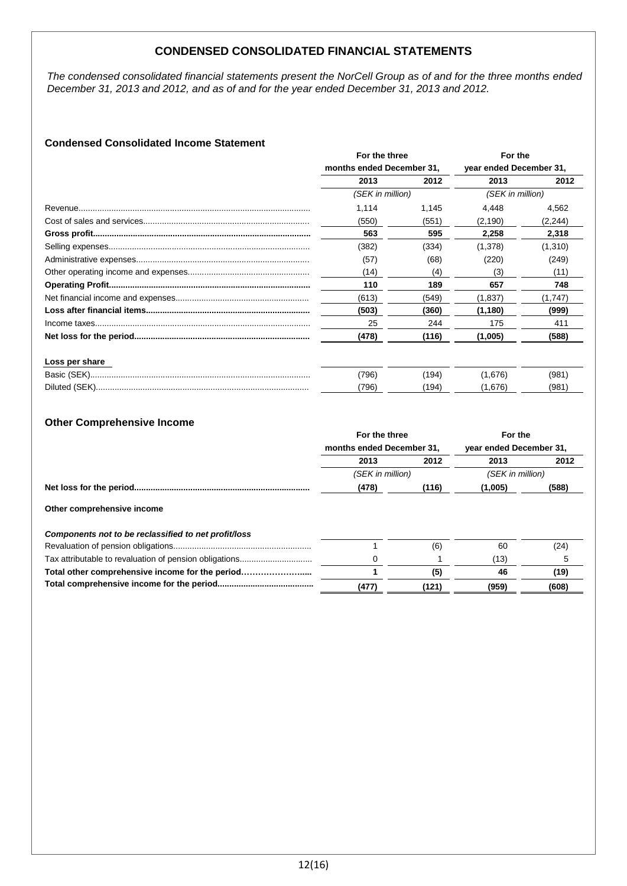## CONDENSED CONSOLIDATED FINANCIAL STATEMENTS

*The condensed consolidated financial statements present the NorCell Group as of and for the three months ended December 31, 2013 and 2012, and as of and for the year ended December 31, 2013 and 2012.*

### Condensed Consolidated Income Statement

| | For the three months ended December 31, | | For the year ended December 31, | |
|---|---|---|---|---|
| | 2013 | 2012 | 2013 | 2012 |
| | *(SEK in million)* | | *(SEK in million)* | |
| Revenue | 1,114 | 1,145 | 4,448 | 4,562 |
| Cost of sales and services | (550) | (551) | (2,190) | (2,244) |
| **Gross profit** | **563** | **595** | **2,258** | **2,318** |
| Selling expenses | (382) | (334) | (1,378) | (1,310) |
| Administrative expenses | (57) | (68) | (220) | (249) |
| Other operating income and expenses | (14) | (4) | (3) | (11) |
| **Operating Profit** | **110** | **189** | **657** | **748** |
| Net financial income and expenses | (613) | (549) | (1,837) | (1,747) |
| **Loss after financial items** | **(503)** | **(360)** | **(1,180)** | **(999)** |
| Income taxes | 25 | 244 | 175 | 411 |
| **Net loss for the period** | **(478)** | **(116)** | **(1,005)** | **(588)** |
| **Loss per share** | | | | |
| Basic (SEK) | (796) | (194) | (1,676) | (981) |
| Diluted (SEK) | (796) | (194) | (1,676) | (981) |

### Other Comprehensive Income

| | For the three months ended December 31, | | For the year ended December 31, | |
|---|---|---|---|---|
| | 2013 | 2012 | 2013 | 2012 |
| | *(SEK in million)* | | *(SEK in million)* | |
| **Net loss for the period** | **(478)** | **(116)** | **(1,005)** | **(588)** |
| **Other comprehensive income** | | | | |
| ***Components not to be reclassified to net profit/loss*** | | | | |
| Revaluation of pension obligations | 1 | (6) | 60 | (24) |
| Tax attributable to revaluation of pension obligations | 0 | 1 | (13) | 5 |
| **Total other comprehensive income for the period** | **1** | **(5)** | **46** | **(19)** |
| **Total comprehensive income for the period** | **(477)** | **(121)** | **(959)** | **(608)** |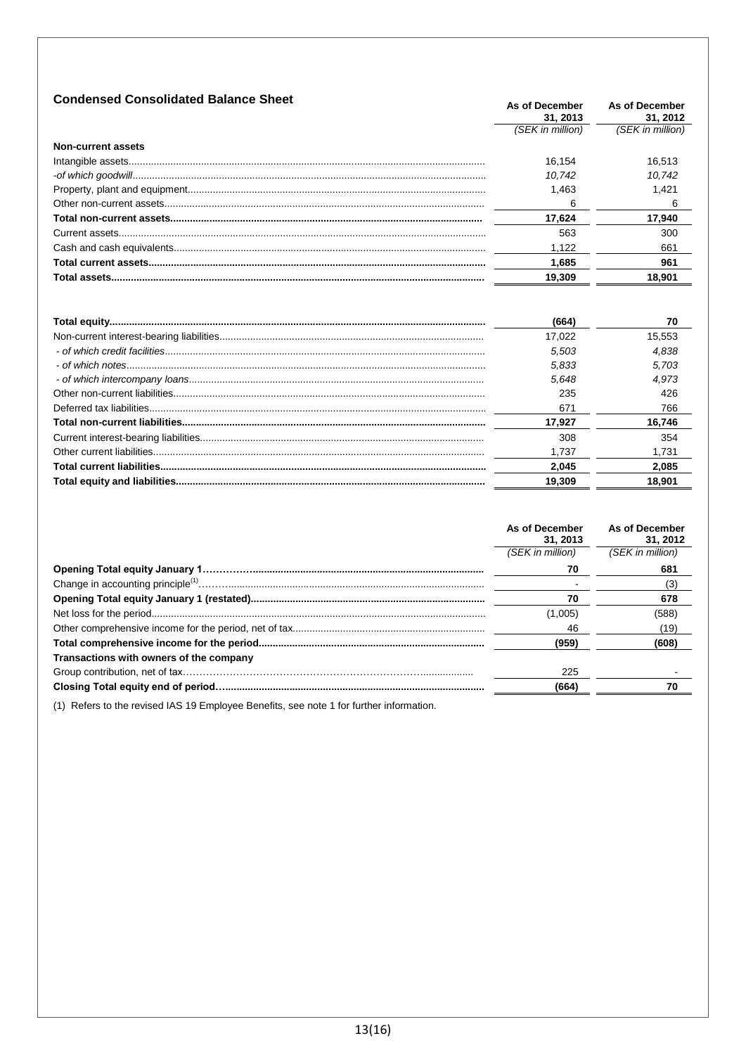## Condensed Consolidated Balance Sheet

| | As of December 31, 2013 | As of December 31, 2012 |
|---|---|---|
| | *(SEK in million)* | *(SEK in million)* |
| **Non-current assets** | | |
| Intangible assets | 16,154 | 16,513 |
| *-of which goodwill* | *10,742* | *10,742* |
| Property, plant and equipment | 1,463 | 1,421 |
| Other non-current assets | 6 | 6 |
| **Total non-current assets** | **17,624** | **17,940** |
| Current assets | 563 | 300 |
| Cash and cash equivalents | 1,122 | 661 |
| **Total current assets** | **1,685** | **961** |
| **Total assets** | **19,309** | **18,901** |

| | | |
|---|---|---|
| **Total equity** | **(664)** | **70** |
| Non-current interest-bearing liabilities | 17,022 | 15,553 |
| *- of which credit facilities* | *5,503* | *4,838* |
| *- of which notes* | *5,833* | *5,703* |
| *- of which intercompany loans* | *5,648* | *4,973* |
| Other non-current liabilities | 235 | 426 |
| Deferred tax liabilities | 671 | 766 |
| **Total non-current liabilities** | **17,927** | **16,746** |
| Current interest-bearing liabilities | 308 | 354 |
| Other current liabilities | 1,737 | 1,731 |
| **Total current liabilities** | **2,045** | **2,085** |
| **Total equity and liabilities** | **19,309** | **18,901** |

| | As of December 31, 2013 | As of December 31, 2012 |
|---|---|---|
| | *(SEK in million)* | *(SEK in million)* |
| **Opening Total equity January 1** | **70** | **681** |
| Change in accounting principle[1] | - | (3) |
| **Opening Total equity January 1 (restated)** | **70** | **678** |
| Net loss for the period | (1,005) | (588) |
| Other comprehensive income for the period, net of tax | 46 | (19) |
| **Total comprehensive income for the period** | **(959)** | **(608)** |
| **Transactions with owners of the company** | | |
| Group contribution, net of tax | 225 | - |
| **Closing Total equity end of period** | **(664)** | **70** |

(1) Refers to the revised IAS 19 Employee Benefits, see note 1 for further information.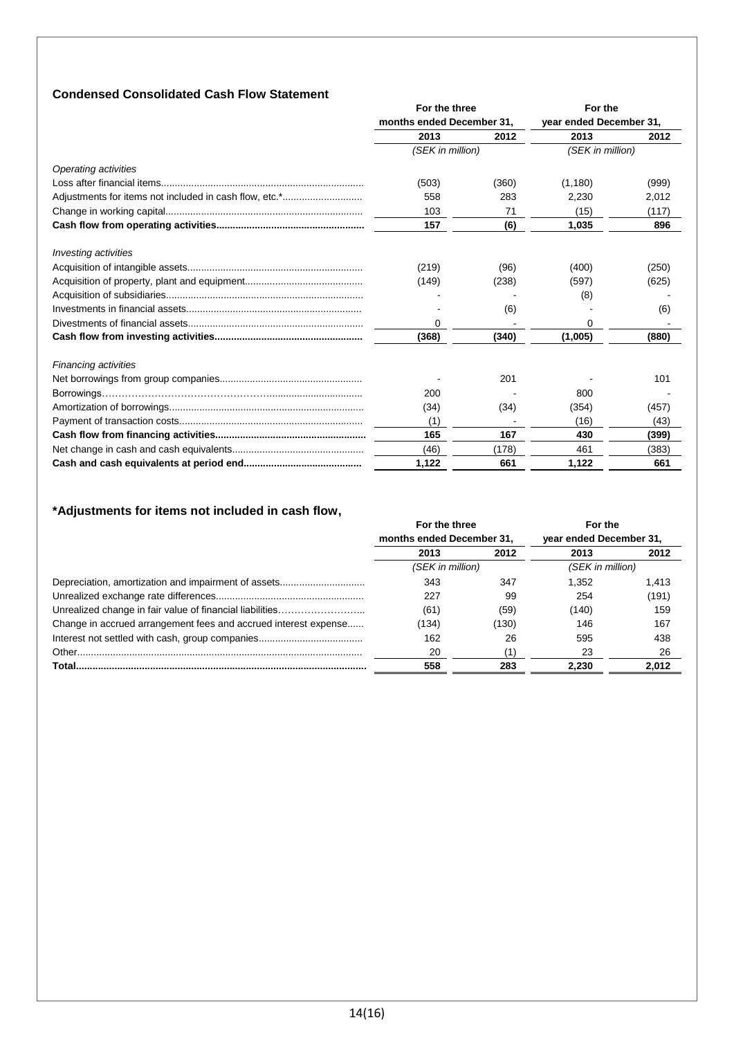### Condensed Consolidated Cash Flow Statement

| | For the three months ended December 31, | | For the year ended December 31, | |
|---|---|---|---|---|
| | 2013 | 2012 | 2013 | 2012 |
| | *(SEK in million)* | | *(SEK in million)* | |
| *Operating activities* | | | | |
| Loss after financial items | (503) | (360) | (1,180) | (999) |
| Adjustments for items not included in cash flow, etc.* | 558 | 283 | 2,230 | 2,012 |
| Change in working capital | 103 | 71 | (15) | (117) |
| **Cash flow from operating activities** | **157** | **(6)** | **1,035** | **896** |
| *Investing activities* | | | | |
| Acquisition of intangible assets | (219) | (96) | (400) | (250) |
| Acquisition of property, plant and equipment | (149) | (238) | (597) | (625) |
| Acquisition of subsidiaries | - | - | (8) | - |
| Investments in financial assets | - | (6) | - | (6) |
| Divestments of financial assets | 0 | - | 0 | - |
| **Cash flow from investing activities** | **(368)** | **(340)** | **(1,005)** | **(880)** |
| *Financing activities* | | | | |
| Net borrowings from group companies | - | 201 | - | 101 |
| Borrowings | 200 | - | 800 | - |
| Amortization of borrowings | (34) | (34) | (354) | (457) |
| Payment of transaction costs | (1) | - | (16) | (43) |
| **Cash flow from financing activities** | **165** | **167** | **430** | **(399)** |
| Net change in cash and cash equivalents | (46) | (178) | 461 | (383) |
| **Cash and cash equivalents at period end** | **1,122** | **661** | **1,122** | **661** |

### *Adjustments for items not included in cash flow,

| | For the three months ended December 31, | | For the year ended December 31, | |
|---|---|---|---|---|
| | 2013 | 2012 | 2013 | 2012 |
| | *(SEK in million)* | | *(SEK in million)* | |
| Depreciation, amortization and impairment of assets | 343 | 347 | 1,352 | 1,413 |
| Unrealized exchange rate differences | 227 | 99 | 254 | (191) |
| Unrealized change in fair value of financial liabilities | (61) | (59) | (140) | 159 |
| Change in accrued arrangement fees and accrued interest expense | (134) | (130) | 146 | 167 |
| Interest not settled with cash, group companies | 162 | 26 | 595 | 438 |
| Other | 20 | (1) | 23 | 26 |
| **Total** | **558** | **283** | **2,230** | **2,012** |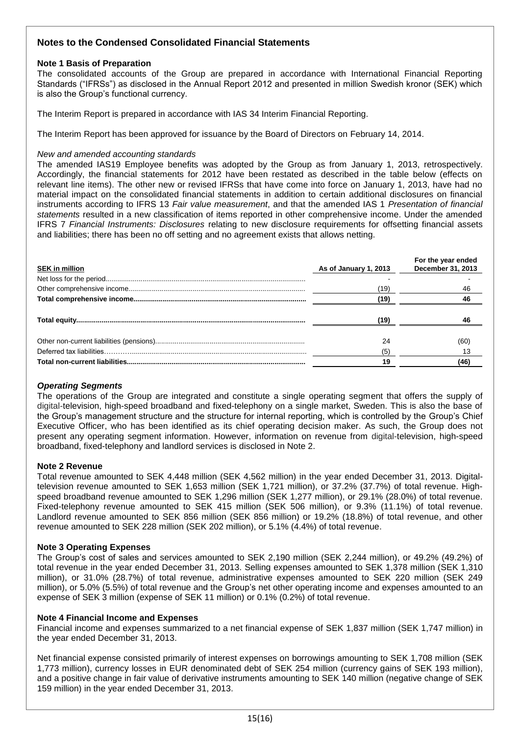# Notes to the Condensed Consolidated Financial Statements

## Note 1 Basis of Preparation

The consolidated accounts of the Group are prepared in accordance with International Financial Reporting Standards ("IFRSs") as disclosed in the Annual Report 2012 and presented in million Swedish kronor (SEK) which is also the Group's functional currency.

The Interim Report is prepared in accordance with IAS 34 Interim Financial Reporting.

The Interim Report has been approved for issuance by the Board of Directors on February 14, 2014.

*New and amended accounting standards*

The amended IAS19 Employee benefits was adopted by the Group as from January 1, 2013, retrospectively. Accordingly, the financial statements for 2012 have been restated as described in the table below (effects on relevant line items). The other new or revised IFRSs that have come into force on January 1, 2013, have had no material impact on the consolidated financial statements in addition to certain additional disclosures on financial instruments according to IFRS 13 *Fair value measurement*, and that the amended IAS 1 *Presentation of financial statements* resulted in a new classification of items reported in other comprehensive income. Under the amended IFRS 7 *Financial Instruments: Disclosures* relating to new disclosure requirements for offsetting financial assets and liabilities; there has been no off setting and no agreement exists that allows netting.

| SEK in million | As of January 1, 2013 | For the year ended December 31, 2013 |
|---|---|---|
| Net loss for the period | - | - |
| Other comprehensive income | (19) | 46 |
| **Total comprehensive income** | **(19)** | **46** |
| **Total equity** | **(19)** | **46** |
| Other non-current liabilities (pensions) | 24 | (60) |
| Deferred tax liabilities | (5) | 13 |
| **Total non-current liabilities** | **19** | **(46)** |

***Operating Segments***

The operations of the Group are integrated and constitute a single operating segment that offers the supply of digital-television, high-speed broadband and fixed-telephony on a single market, Sweden. This is also the base of the Group's management structure and the structure for internal reporting, which is controlled by the Group's Chief Executive Officer, who has been identified as its chief operating decision maker. As such, the Group does not present any operating segment information. However, information on revenue from digital-television, high-speed broadband, fixed-telephony and landlord services is disclosed in Note 2.

## Note 2 Revenue

Total revenue amounted to SEK 4,448 million (SEK 4,562 million) in the year ended December 31, 2013. Digital-television revenue amounted to SEK 1,653 million (SEK 1,721 million), or 37.2% (37.7%) of total revenue. High-speed broadband revenue amounted to SEK 1,296 million (SEK 1,277 million), or 29.1% (28.0%) of total revenue. Fixed-telephony revenue amounted to SEK 415 million (SEK 506 million), or 9.3% (11.1%) of total revenue. Landlord revenue amounted to SEK 856 million (SEK 856 million) or 19.2% (18.8%) of total revenue, and other revenue amounted to SEK 228 million (SEK 202 million), or 5.1% (4.4%) of total revenue.

## Note 3 Operating Expenses

The Group's cost of sales and services amounted to SEK 2,190 million (SEK 2,244 million), or 49.2% (49.2%) of total revenue in the year ended December 31, 2013. Selling expenses amounted to SEK 1,378 million (SEK 1,310 million), or 31.0% (28.7%) of total revenue, administrative expenses amounted to SEK 220 million (SEK 249 million), or 5.0% (5.5%) of total revenue and the Group's net other operating income and expenses amounted to an expense of SEK 3 million (expense of SEK 11 million) or 0.1% (0.2%) of total revenue.

## Note 4 Financial Income and Expenses

Financial income and expenses summarized to a net financial expense of SEK 1,837 million (SEK 1,747 million) in the year ended December 31, 2013.

Net financial expense consisted primarily of interest expenses on borrowings amounting to SEK 1,708 million (SEK 1,773 million), currency losses in EUR denominated debt of SEK 254 million (currency gains of SEK 193 million), and a positive change in fair value of derivative instruments amounting to SEK 140 million (negative change of SEK 159 million) in the year ended December 31, 2013.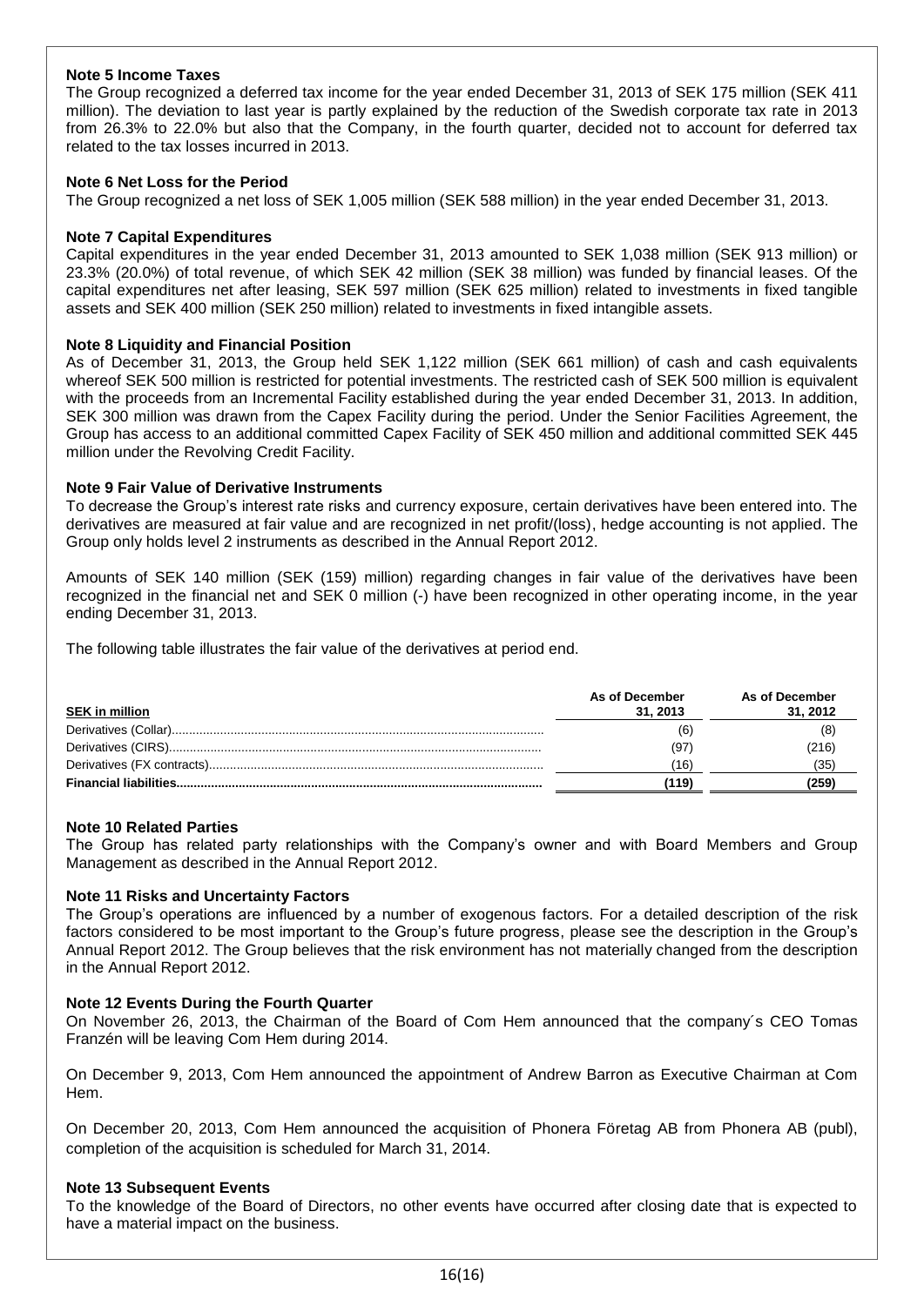**Note 5 Income Taxes**

The Group recognized a deferred tax income for the year ended December 31, 2013 of SEK 175 million (SEK 411 million). The deviation to last year is partly explained by the reduction of the Swedish corporate tax rate in 2013 from 26.3% to 22.0% but also that the Company, in the fourth quarter, decided not to account for deferred tax related to the tax losses incurred in 2013.

**Note 6 Net Loss for the Period**

The Group recognized a net loss of SEK 1,005 million (SEK 588 million) in the year ended December 31, 2013.

**Note 7 Capital Expenditures**

Capital expenditures in the year ended December 31, 2013 amounted to SEK 1,038 million (SEK 913 million) or 23.3% (20.0%) of total revenue, of which SEK 42 million (SEK 38 million) was funded by financial leases. Of the capital expenditures net after leasing, SEK 597 million (SEK 625 million) related to investments in fixed tangible assets and SEK 400 million (SEK 250 million) related to investments in fixed intangible assets.

**Note 8 Liquidity and Financial Position**

As of December 31, 2013, the Group held SEK 1,122 million (SEK 661 million) of cash and cash equivalents whereof SEK 500 million is restricted for potential investments. The restricted cash of SEK 500 million is equivalent with the proceeds from an Incremental Facility established during the year ended December 31, 2013. In addition, SEK 300 million was drawn from the Capex Facility during the period. Under the Senior Facilities Agreement, the Group has access to an additional committed Capex Facility of SEK 450 million and additional committed SEK 445 million under the Revolving Credit Facility.

**Note 9 Fair Value of Derivative Instruments**

To decrease the Group's interest rate risks and currency exposure, certain derivatives have been entered into. The derivatives are measured at fair value and are recognized in net profit/(loss), hedge accounting is not applied. The Group only holds level 2 instruments as described in the Annual Report 2012.

Amounts of SEK 140 million (SEK (159) million) regarding changes in fair value of the derivatives have been recognized in the financial net and SEK 0 million (-) have been recognized in other operating income, in the year ending December 31, 2013.

The following table illustrates the fair value of the derivatives at period end.

| SEK in million | As of December 31, 2013 | As of December 31, 2012 |
|---|---|---|
| Derivatives (Collar) | (6) | (8) |
| Derivatives (CIRS) | (97) | (216) |
| Derivatives (FX contracts) | (16) | (35) |
| **Financial liabilities** | **(119)** | **(259)** |

**Note 10 Related Parties**

The Group has related party relationships with the Company's owner and with Board Members and Group Management as described in the Annual Report 2012.

**Note 11 Risks and Uncertainty Factors**

The Group's operations are influenced by a number of exogenous factors. For a detailed description of the risk factors considered to be most important to the Group's future progress, please see the description in the Group's Annual Report 2012. The Group believes that the risk environment has not materially changed from the description in the Annual Report 2012.

**Note 12 Events During the Fourth Quarter**

On November 26, 2013, the Chairman of the Board of Com Hem announced that the company´s CEO Tomas Franzén will be leaving Com Hem during 2014.

On December 9, 2013, Com Hem announced the appointment of Andrew Barron as Executive Chairman at Com Hem.

On December 20, 2013, Com Hem announced the acquisition of Phonera Företag AB from Phonera AB (publ), completion of the acquisition is scheduled for March 31, 2014.

**Note 13 Subsequent Events**

To the knowledge of the Board of Directors, no other events have occurred after closing date that is expected to have a material impact on the business.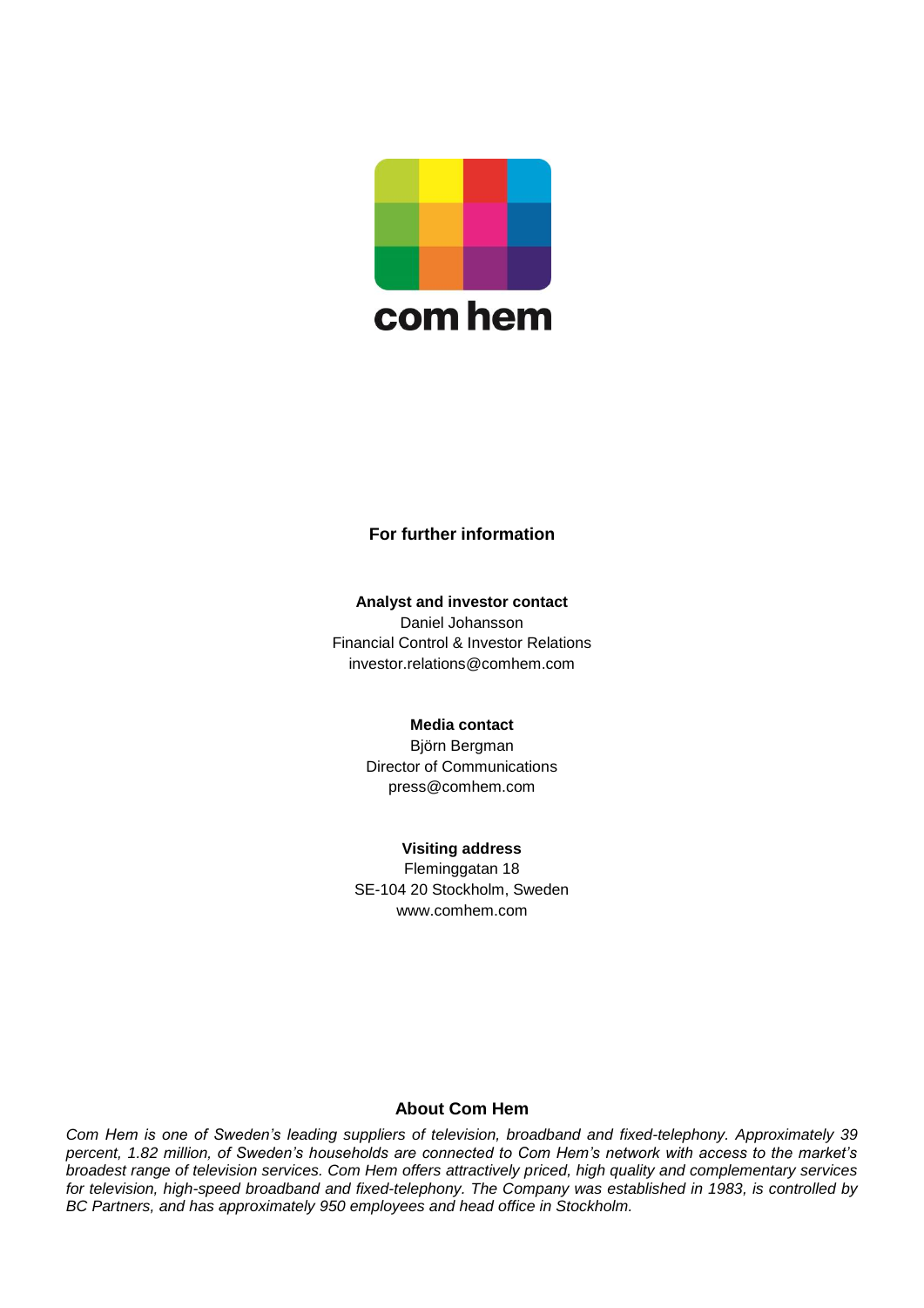com hem

## For further information

**Analyst and investor contact**
Daniel Johansson
Financial Control & Investor Relations
investor.relations@comhem.com

**Media contact**
Björn Bergman
Director of Communications
press@comhem.com

**Visiting address**
Fleminggatan 18
SE-104 20 Stockholm, Sweden
www.comhem.com

## About Com Hem

*Com Hem is one of Sweden's leading suppliers of television, broadband and fixed-telephony. Approximately 39 percent, 1.82 million, of Sweden's households are connected to Com Hem's network with access to the market's broadest range of television services. Com Hem offers attractively priced, high quality and complementary services for television, high-speed broadband and fixed-telephony. The Company was established in 1983, is controlled by BC Partners, and has approximately 950 employees and head office in Stockholm.*